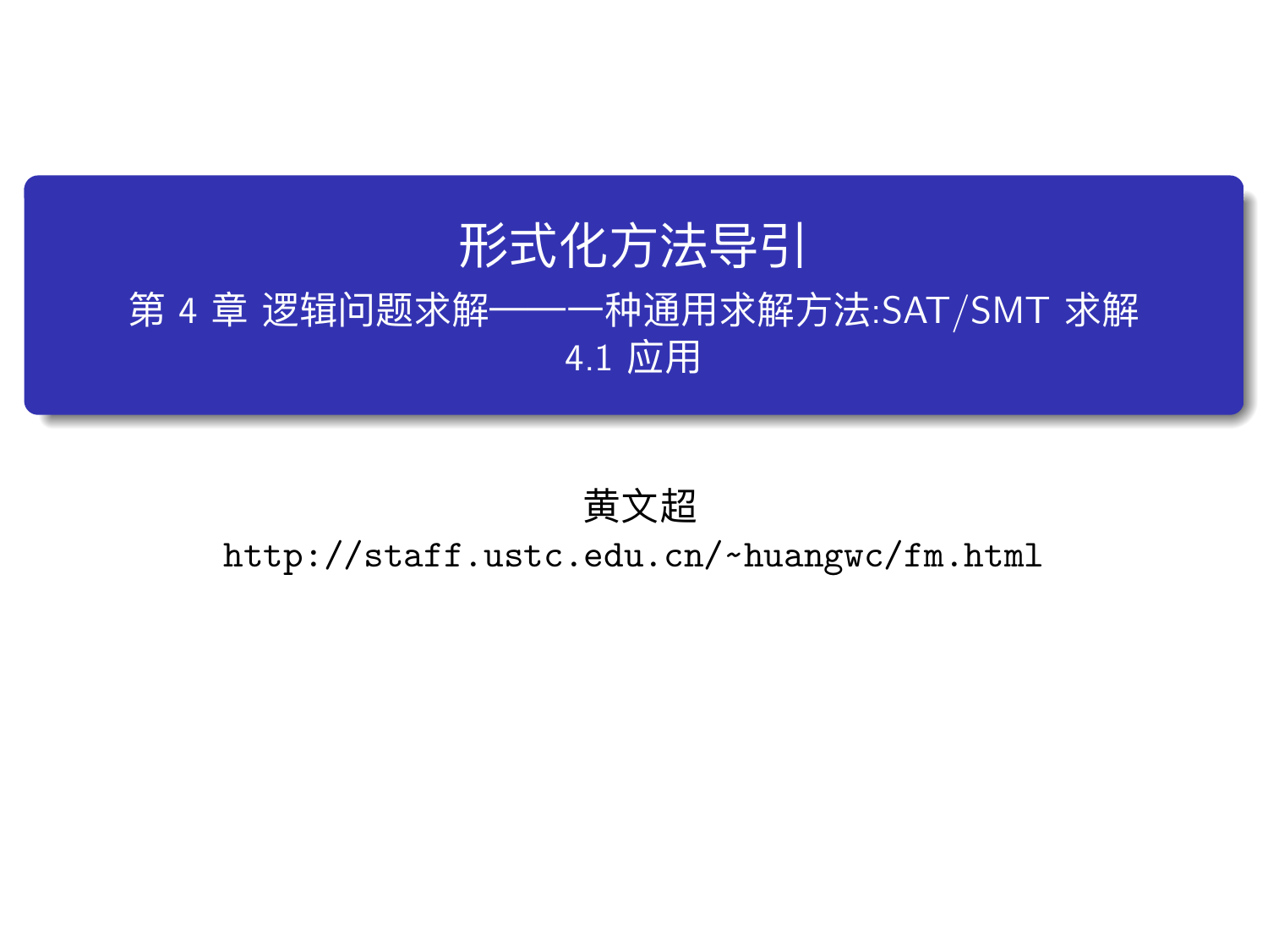# 形式化方法导引

## 第 4 章 逻辑问题求解——一种通用求解方法:SAT/SMT 求解

### 4.1 应用

黄文超

http://staff.ustc.edu.cn/~huangwc/fm.html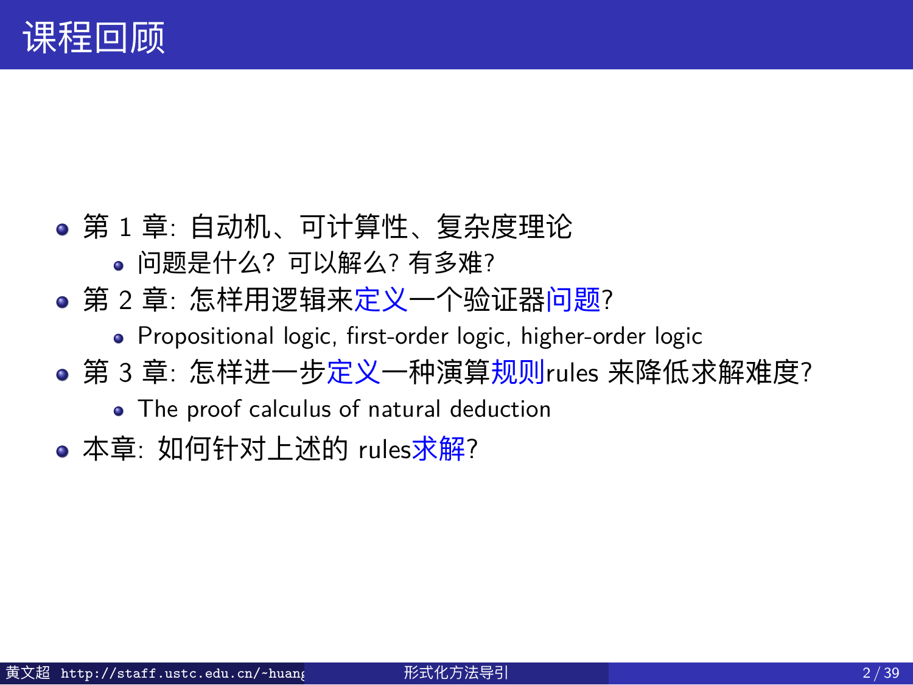# 课程回顾

- 第 1 章: 自动机、可计算性、复杂度理论
  - 问题是什么? 可以解么? 有多难?
- 第 2 章: 怎样用逻辑来定义一个验证器问题?
  - Propositional logic, first-order logic, higher-order logic
- 第 3 章: 怎样进一步定义一种演算规则rules 来降低求解难度?
  - The proof calculus of natural deduction
- 本章: 如何针对上述的 rules求解?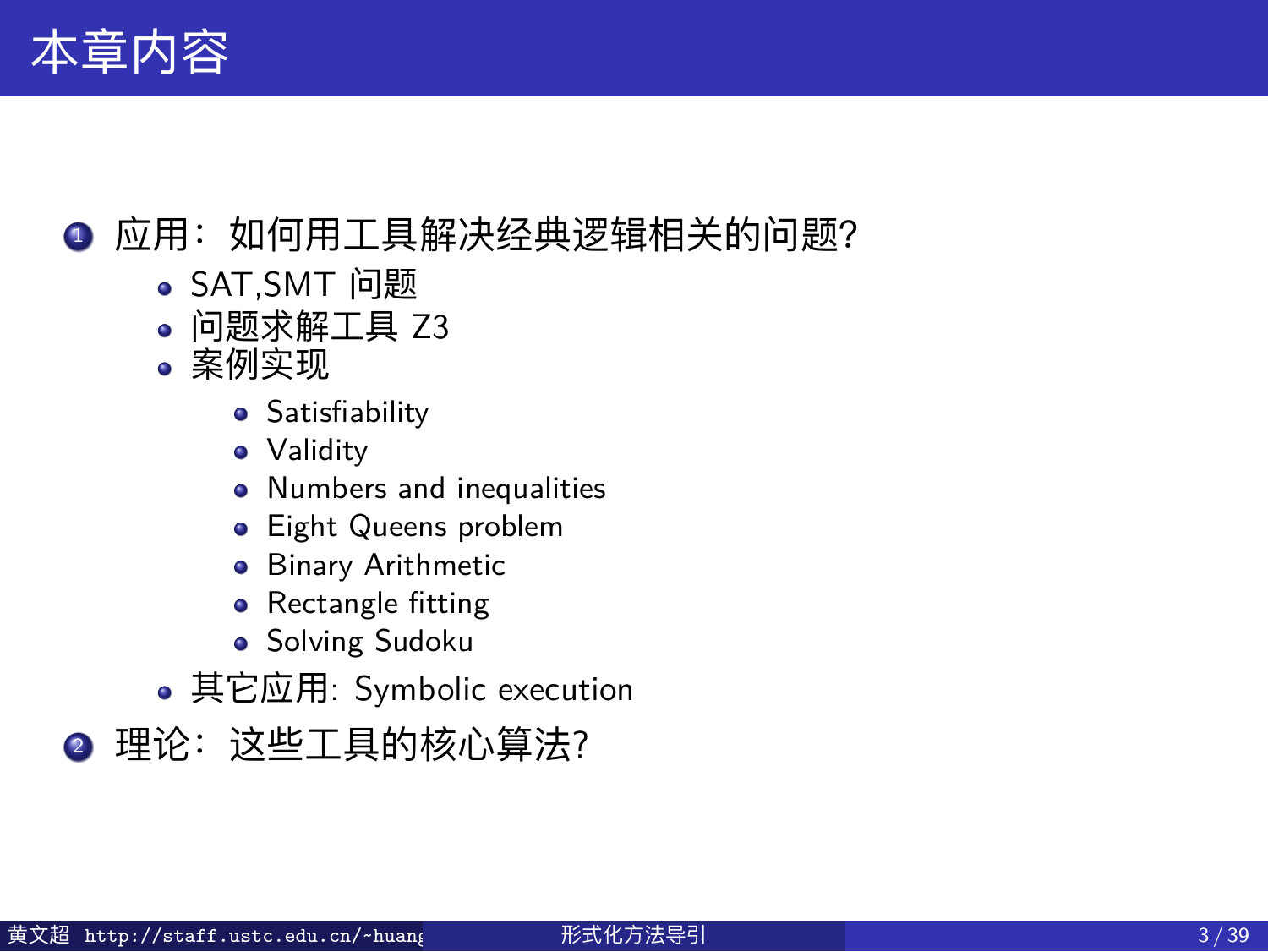# 本章内容

1. 应用：如何用工具解决经典逻辑相关的问题?
   - SAT,SMT 问题
   - 问题求解工具 Z3
   - 案例实现
     - Satisfiability
     - Validity
     - Numbers and inequalities
     - Eight Queens problem
     - Binary Arithmetic
     - Rectangle fitting
     - Solving Sudoku
   - 其它应用: Symbolic execution
2. 理论：这些工具的核心算法?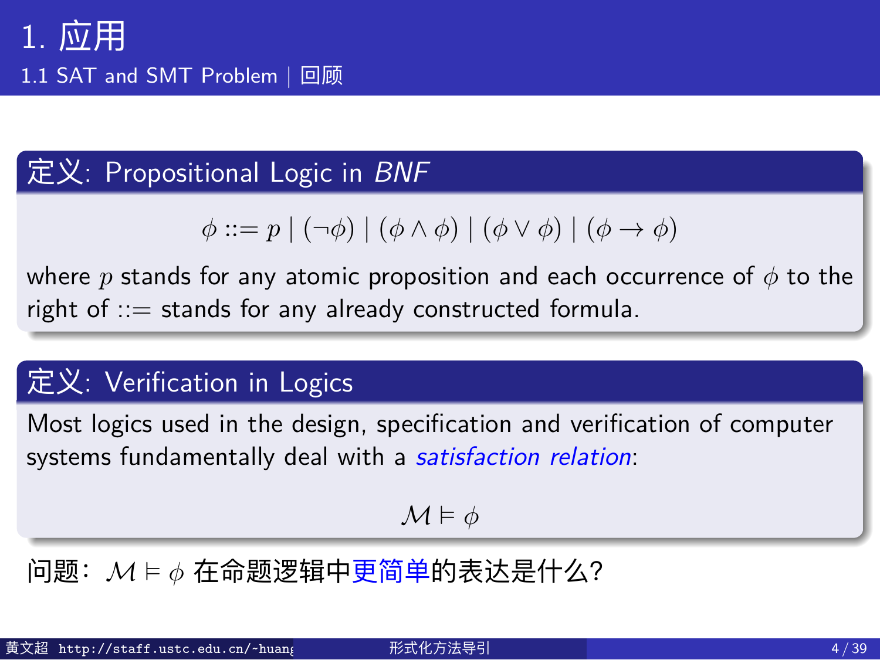# 1. 应用

## 1.1 SAT and SMT Problem | 回顾

### 定义: Propositional Logic in *BNF*

$$\phi ::= p \mid (\neg\phi) \mid (\phi \wedge \phi) \mid (\phi \vee \phi) \mid (\phi \rightarrow \phi)$$

where $p$ stands for any atomic proposition and each occurrence of $\phi$ to the right of $::=$ stands for any already constructed formula.

### 定义: Verification in Logics

Most logics used in the design, specification and verification of computer systems fundamentally deal with a *satisfaction relation*:

$$\mathcal{M} \vDash \phi$$

问题：$\mathcal{M} \vDash \phi$ 在命题逻辑中更简单的表达是什么?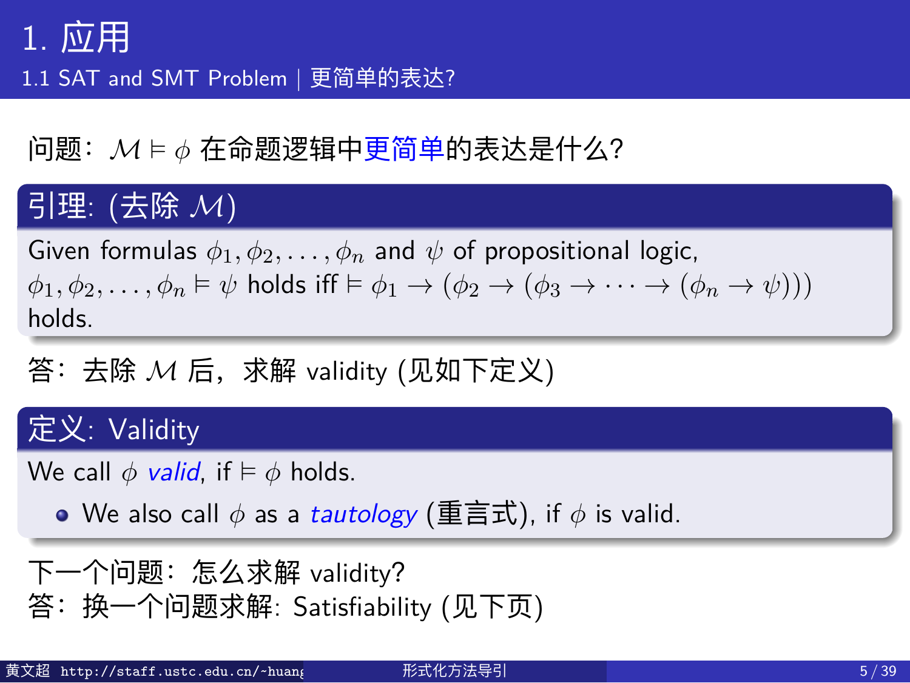# 1. 应用

## 1.1 SAT and SMT Problem | 更简单的表达?

问题：$\mathcal{M} \vDash \phi$ 在命题逻辑中**更简单**的表达是什么?

**引理: (去除 $\mathcal{M}$)**

Given formulas $\phi_1, \phi_2, \ldots, \phi_n$ and $\psi$ of propositional logic, $\phi_1, \phi_2, \ldots, \phi_n \vDash \psi$ holds iff $\vDash \phi_1 \rightarrow (\phi_2 \rightarrow (\phi_3 \rightarrow \cdots \rightarrow (\phi_n \rightarrow \psi)))$ holds.

答：去除 $\mathcal{M}$ 后，求解 validity (见如下定义)

**定义: Validity**

We call $\phi$ *valid*, if $\vDash \phi$ holds.

- We also call $\phi$ as a *tautology* (重言式), if $\phi$ is valid.

下一个问题：怎么求解 validity?
答：换一个问题求解: Satisfiability (见下页)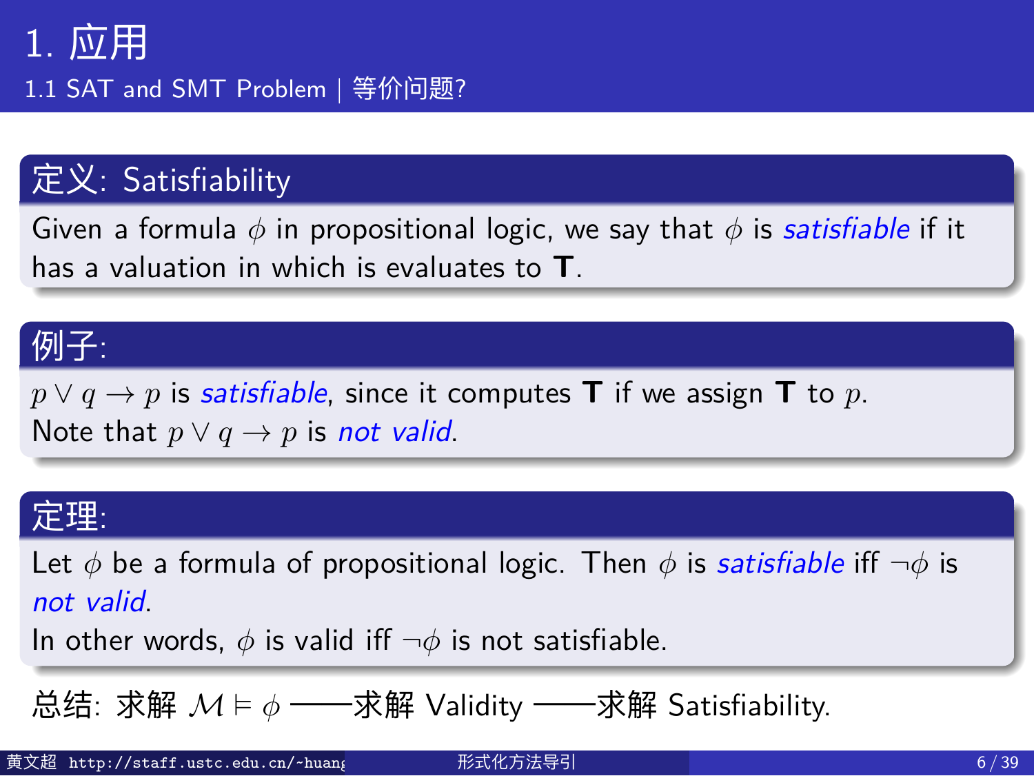# 1. 应用

## 1.1 SAT and SMT Problem | 等价问题?

**定义: Satisfiability**

Given a formula $\phi$ in propositional logic, we say that $\phi$ is *satisfiable* if it has a valuation in which is evaluates to **T**.

**例子:**

$p \vee q \rightarrow p$ is *satisfiable*, since it computes **T** if we assign **T** to $p$.
Note that $p \vee q \rightarrow p$ is *not valid*.

**定理:**

Let $\phi$ be a formula of propositional logic. Then $\phi$ is *satisfiable* iff $\neg\phi$ is *not valid*.
In other words, $\phi$ is valid iff $\neg\phi$ is not satisfiable.

总结: 求解 $\mathcal{M} \vDash \phi$ ——求解 Validity ——求解 Satisfiability.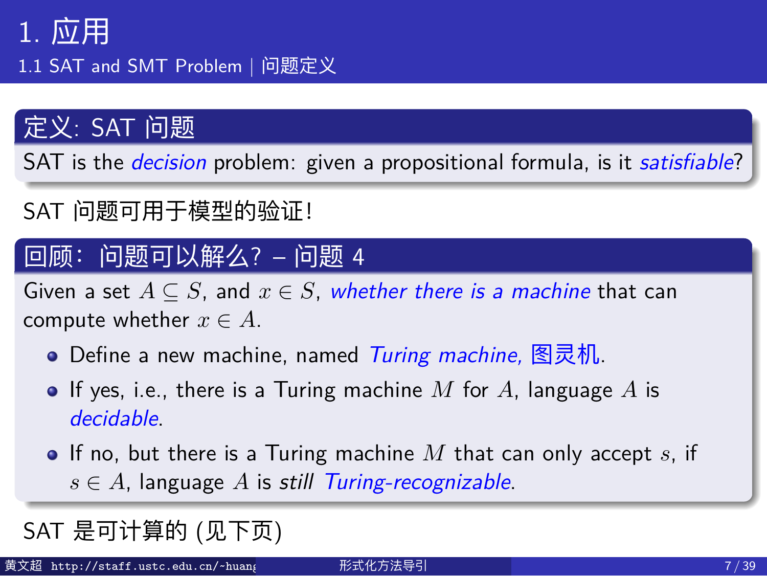# 1. 应用

## 1.1 SAT and SMT Problem | 问题定义

### 定义: SAT 问题

SAT is the *decision* problem: given a propositional formula, is it *satisfiable*?

SAT 问题可用于模型的验证!

### 回顾: 问题可以解么? – 问题 4

Given a set $A \subseteq S$, and $x \in S$, *whether there is a machine* that can compute whether $x \in A$.

- Define a new machine, named *Turing machine,* 图灵机.
- If yes, i.e., there is a Turing machine $M$ for $A$, language $A$ is *decidable*.
- If no, but there is a Turing machine $M$ that can only accept $s$, if $s \in A$, language $A$ is *still* *Turing-recognizable*.

SAT 是可计算的 (见下页)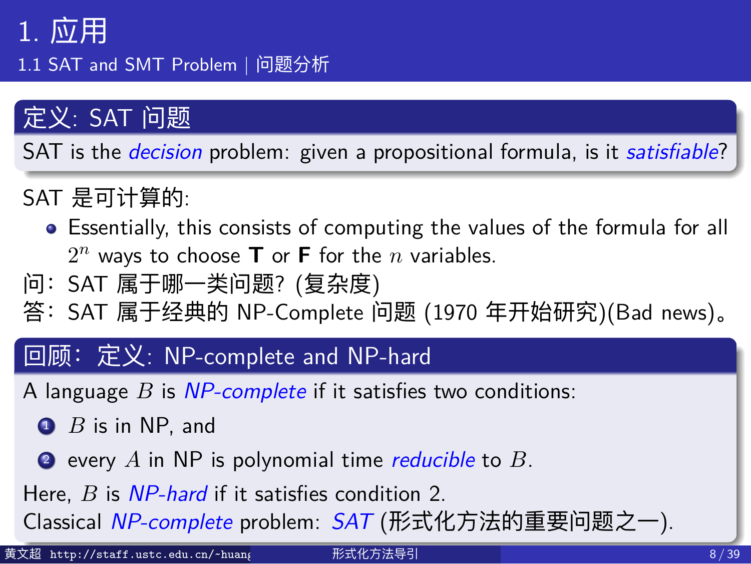# 1. 应用

## 1.1 SAT and SMT Problem | 问题分析

### 定义: SAT 问题

SAT is the *decision* problem: given a propositional formula, is it *satisfiable*?

SAT 是可计算的:

- Essentially, this consists of computing the values of the formula for all $2^n$ ways to choose **T** or **F** for the $n$ variables.

问：SAT 属于哪一类问题? (复杂度)

答：SAT 属于经典的 NP-Complete 问题 (1970 年开始研究)(Bad news)。

### 回顾：定义: NP-complete and NP-hard

A language $B$ is *NP-complete* if it satisfies two conditions:

1. $B$ is in NP, and
2. every $A$ in NP is polynomial time *reducible* to $B$.

Here, $B$ is *NP-hard* if it satisfies condition 2.

Classical *NP-complete* problem: *SAT* (形式化方法的重要问题之一).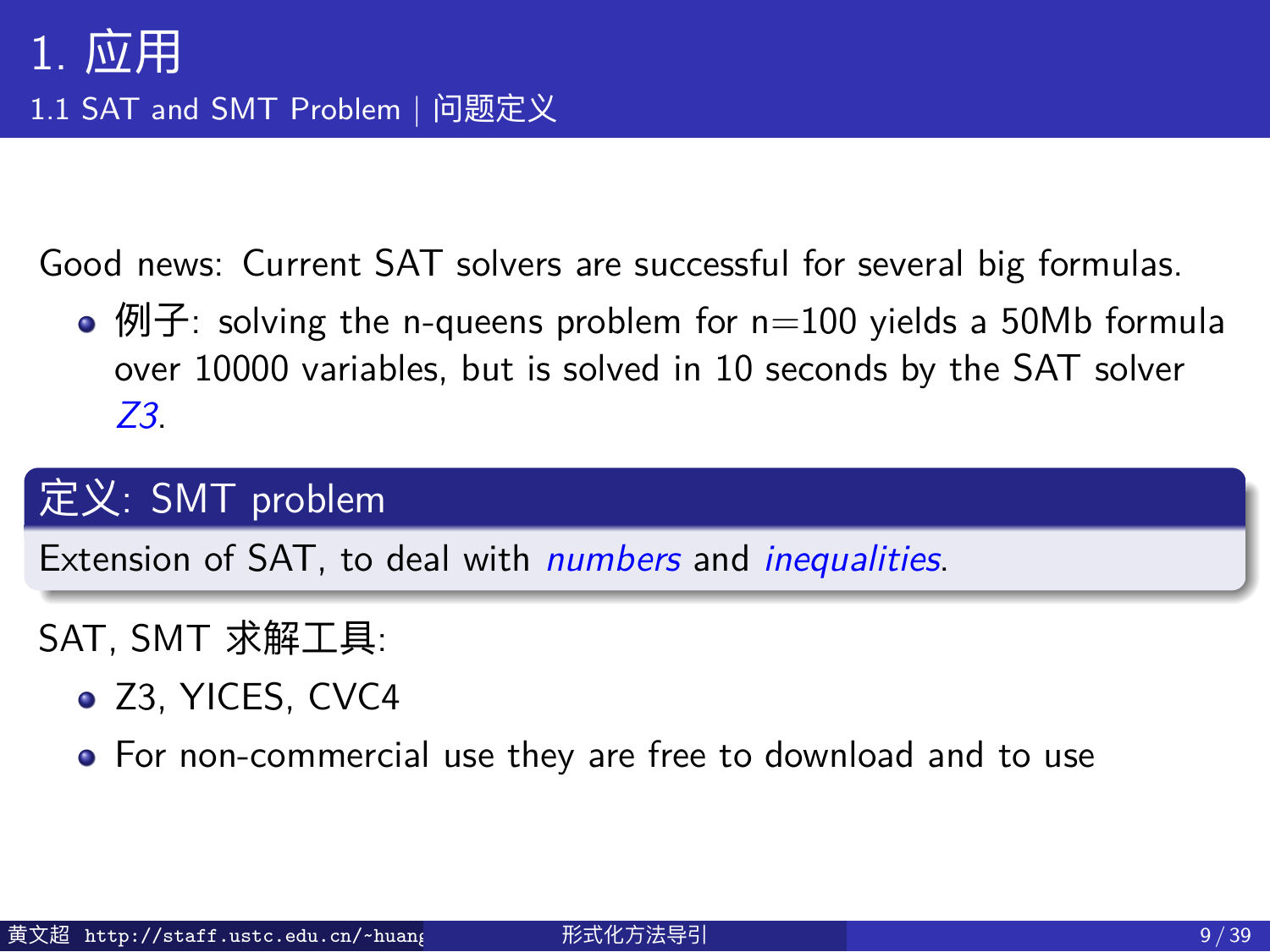# 1. 应用

## 1.1 SAT and SMT Problem | 问题定义

Good news: Current SAT solvers are successful for several big formulas.

- 例子: solving the n-queens problem for n=100 yields a 50Mb formula over 10000 variables, but is solved in 10 seconds by the SAT solver *Z3*.

**定义: SMT problem**

Extension of SAT, to deal with *numbers* and *inequalities*.

SAT, SMT 求解工具:

- Z3, YICES, CVC4
- For non-commercial use they are free to download and to use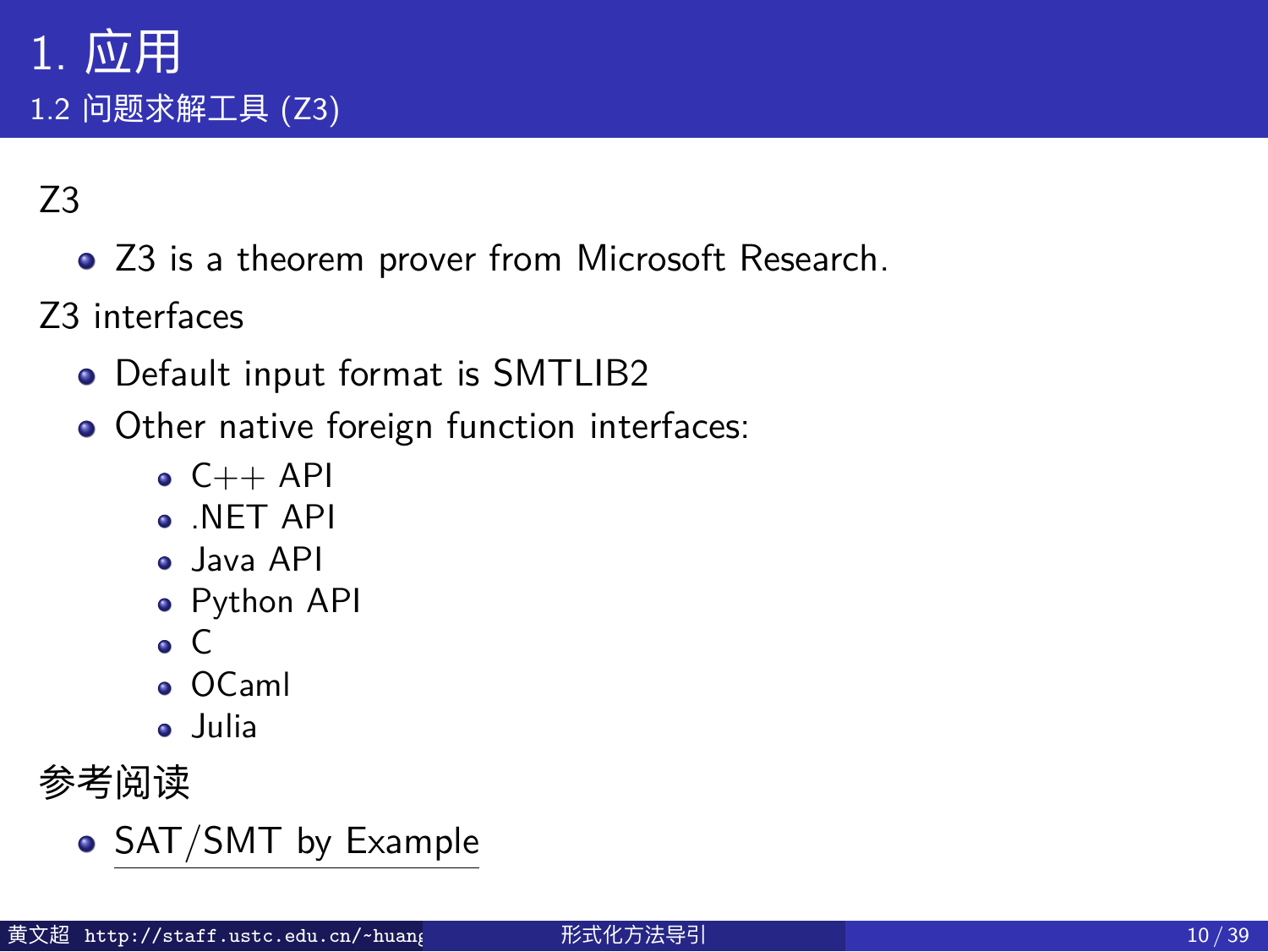# 1. 应用

## 1.2 问题求解工具 (Z3)

Z3

- Z3 is a theorem prover from Microsoft Research.

Z3 interfaces

- Default input format is SMTLIB2
- Other native foreign function interfaces:
  - C++ API
  - .NET API
  - Java API
  - Python API
  - C
  - OCaml
  - Julia

参考阅读

- SAT/SMT by Example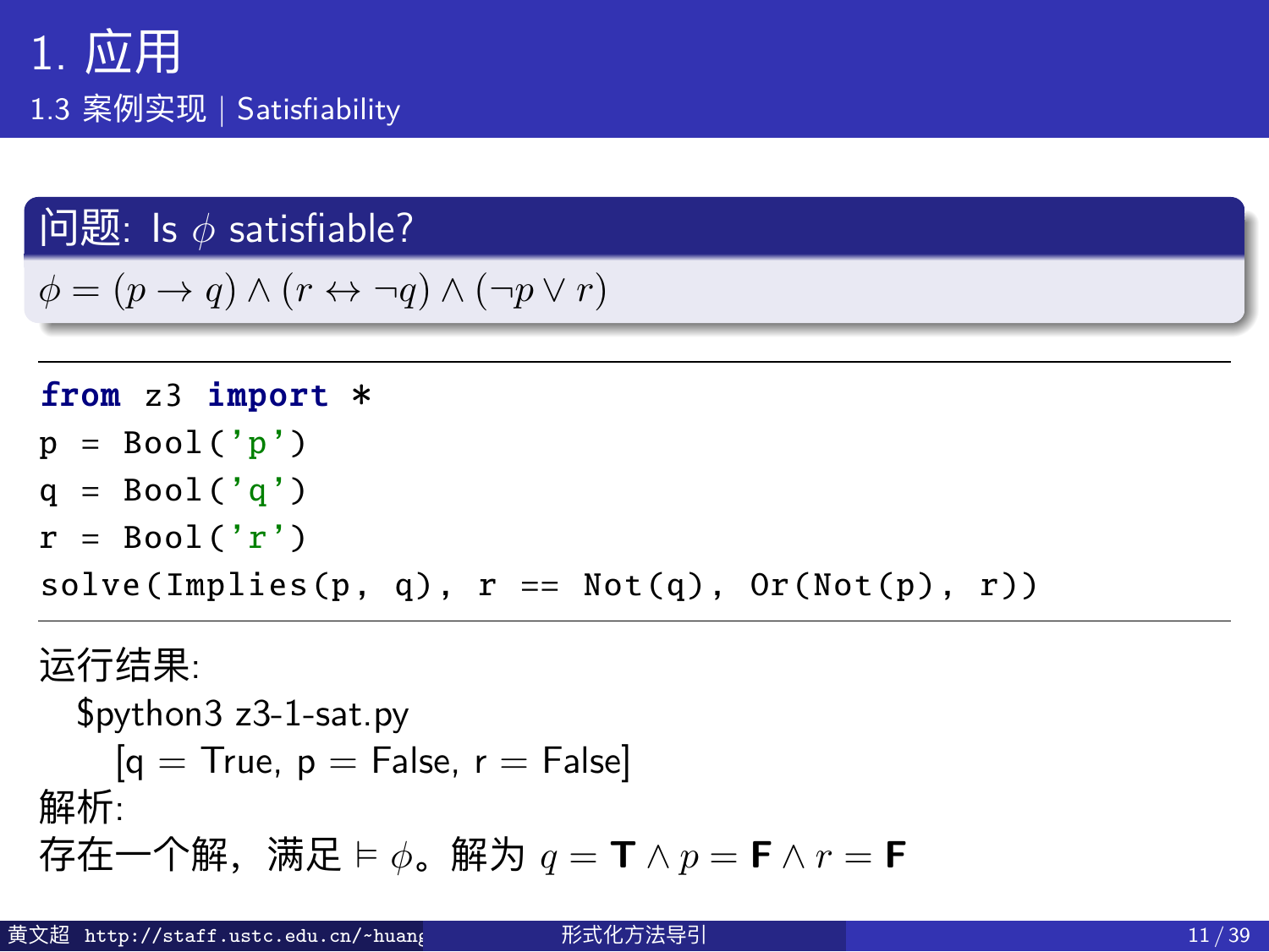# 1. 应用

## 1.3 案例实现 | Satisfiability

**问题: Is $\phi$ satisfiable?**

$\phi = (p \rightarrow q) \wedge (r \leftrightarrow \neg q) \wedge (\neg p \vee r)$

```
from z3 import *
p = Bool('p')
q = Bool('q')
r = Bool('r')
solve(Implies(p, q), r == Not(q), Or(Not(p), r))
```

运行结果:

$python3 z3-1-sat.py

[q = True, p = False, r = False]

解析:

存在一个解，满足 $\models \phi$。解为 $q = \mathbf{T} \wedge p = \mathbf{F} \wedge r = \mathbf{F}$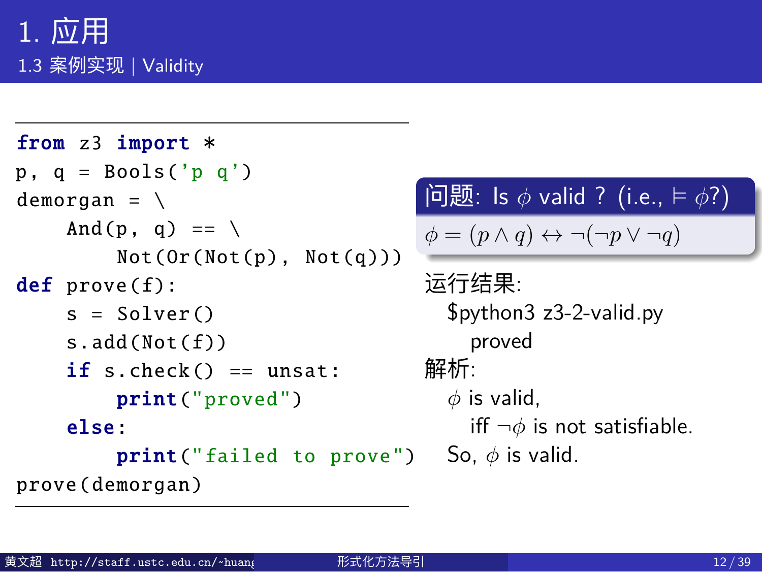# 1. 应用

## 1.3 案例实现 | Validity

```
from z3 import *
p, q = Bools('p q')
demorgan = \
    And(p, q) == \
        Not(Or(Not(p), Not(q)))
def prove(f):
    s = Solver()
    s.add(Not(f))
    if s.check() == unsat:
        print("proved")
    else:
        print("failed to prove")
prove(demorgan)
```

**问题: Is $\phi$ valid ? (i.e., $\models \phi$?)**

$\phi = (p \wedge q) \leftrightarrow \neg(\neg p \vee \neg q)$

运行结果:

$python3 z3-2-valid.py
    proved

解析:

$\phi$ is valid,
    iff $\neg\phi$ is not satisfiable.

So, $\phi$ is valid.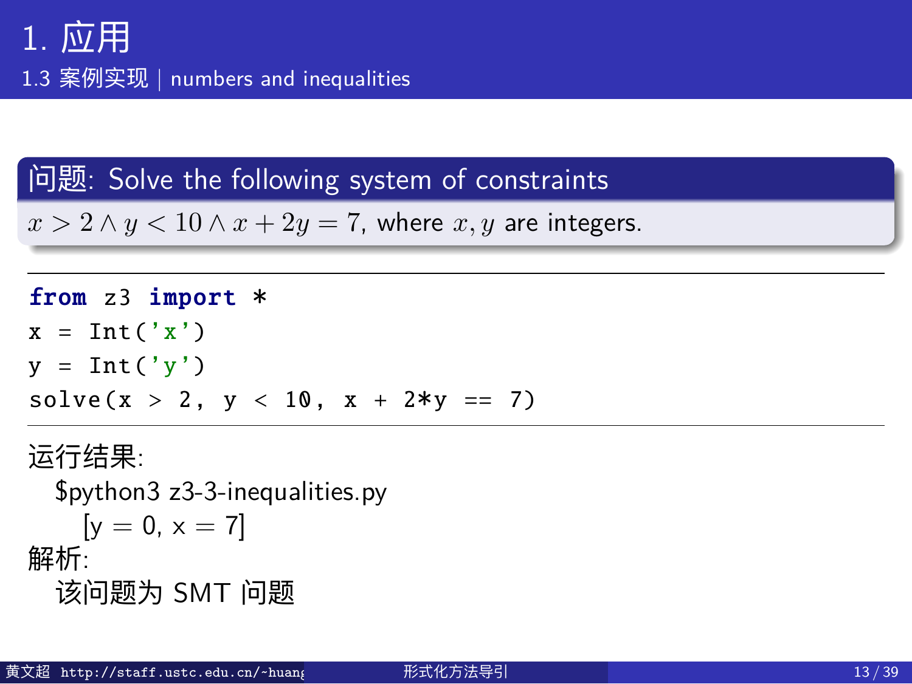# 1. 应用

## 1.3 案例实现 | numbers and inequalities

**问题: Solve the following system of constraints**

$x > 2 \wedge y < 10 \wedge x + 2y = 7$, where $x, y$ are integers.

```python
from z3 import *
x = Int('x')
y = Int('y')
solve(x > 2, y < 10, x + 2*y == 7)
```

运行结果:

$python3 z3-3-inequalities.py

[y = 0, x = 7]

解析:

该问题为 SMT 问题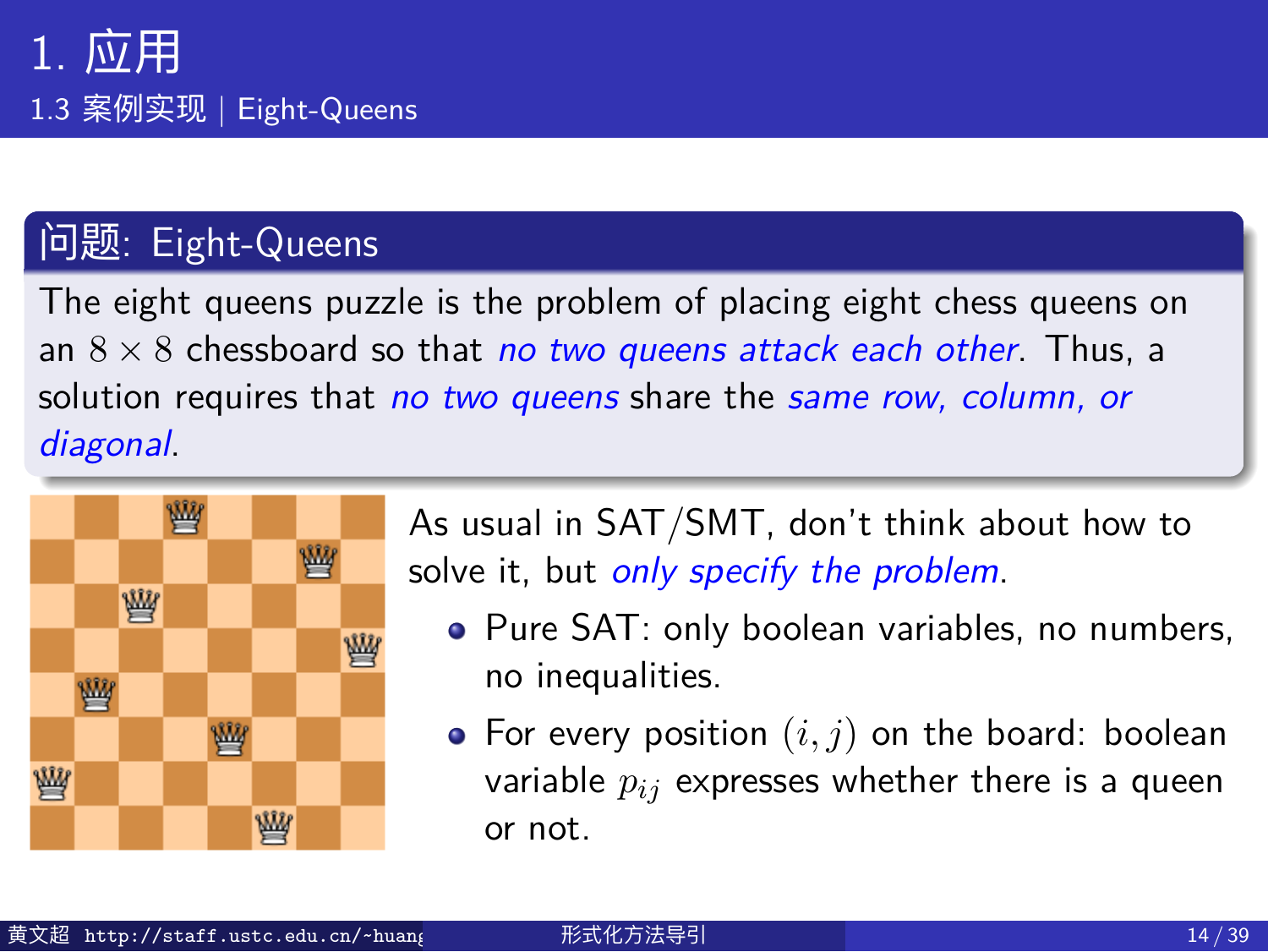# 1. 应用

## 1.3 案例实现 | Eight-Queens

### 问题: Eight-Queens

The eight queens puzzle is the problem of placing eight chess queens on an $8 \times 8$ chessboard so that *no two queens attack each other*. Thus, a solution requires that *no two queens* share the *same row, column, or diagonal*.

As usual in SAT/SMT, don't think about how to solve it, but *only specify the problem*.

- Pure SAT: only boolean variables, no numbers, no inequalities.
- For every position $(i, j)$ on the board: boolean variable $p_{ij}$ expresses whether there is a queen or not.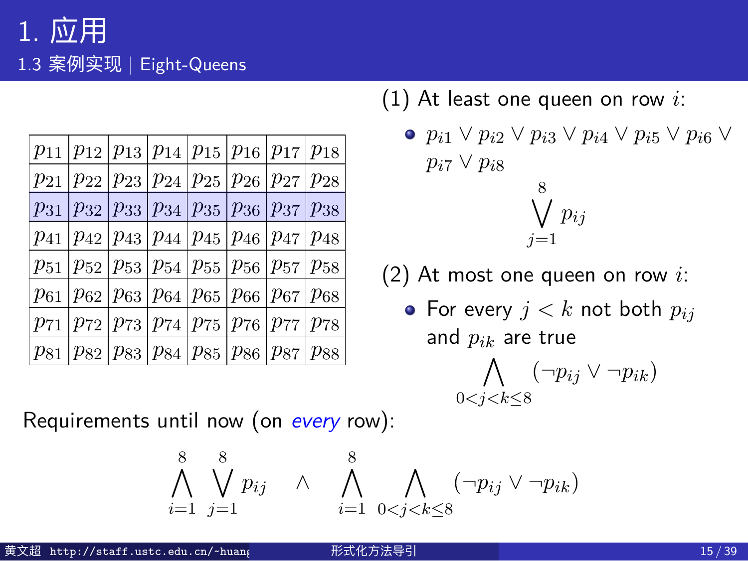# 1. 应用

## 1.3 案例实现 | Eight-Queens

| $p_{11}$ | $p_{12}$ | $p_{13}$ | $p_{14}$ | $p_{15}$ | $p_{16}$ | $p_{17}$ | $p_{18}$ |
|---|---|---|---|---|---|---|---|
| $p_{21}$ | $p_{22}$ | $p_{23}$ | $p_{24}$ | $p_{25}$ | $p_{26}$ | $p_{27}$ | $p_{28}$ |
| $p_{31}$ | $p_{32}$ | $p_{33}$ | $p_{34}$ | $p_{35}$ | $p_{36}$ | $p_{37}$ | $p_{38}$ |
| $p_{41}$ | $p_{42}$ | $p_{43}$ | $p_{44}$ | $p_{45}$ | $p_{46}$ | $p_{47}$ | $p_{48}$ |
| $p_{51}$ | $p_{52}$ | $p_{53}$ | $p_{54}$ | $p_{55}$ | $p_{56}$ | $p_{57}$ | $p_{58}$ |
| $p_{61}$ | $p_{62}$ | $p_{63}$ | $p_{64}$ | $p_{65}$ | $p_{66}$ | $p_{67}$ | $p_{68}$ |
| $p_{71}$ | $p_{72}$ | $p_{73}$ | $p_{74}$ | $p_{75}$ | $p_{76}$ | $p_{77}$ | $p_{78}$ |
| $p_{81}$ | $p_{82}$ | $p_{83}$ | $p_{84}$ | $p_{85}$ | $p_{86}$ | $p_{87}$ | $p_{88}$ |

(1) At least one queen on row $i$:

- $p_{i1} \vee p_{i2} \vee p_{i3} \vee p_{i4} \vee p_{i5} \vee p_{i6} \vee p_{i7} \vee p_{i8}$

$$\bigvee_{j=1}^{8} p_{ij}$$

(2) At most one queen on row $i$:

- For every $j < k$ not both $p_{ij}$ and $p_{ik}$ are true

$$\bigwedge_{0<j<k\leq 8} (\neg p_{ij} \vee \neg p_{ik})$$

Requirements until now (on *every* row):

$$\bigwedge_{i=1}^{8} \bigvee_{j=1}^{8} p_{ij} \quad \wedge \quad \bigwedge_{i=1}^{8} \bigwedge_{0<j<k\leq 8} (\neg p_{ij} \vee \neg p_{ik})$$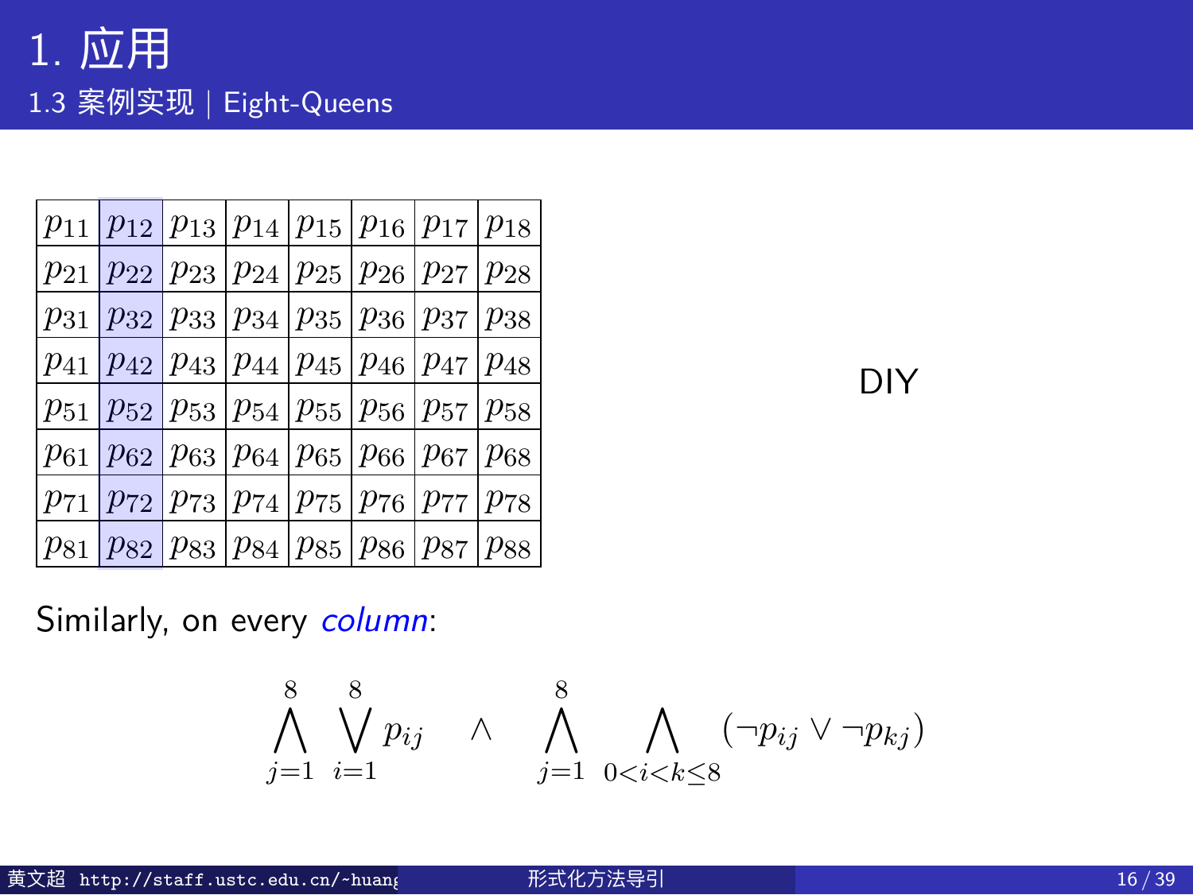# 1. 应用

## 1.3 案例实现 | Eight-Queens

| $p_{11}$ | $p_{12}$ | $p_{13}$ | $p_{14}$ | $p_{15}$ | $p_{16}$ | $p_{17}$ | $p_{18}$ |
|---|---|---|---|---|---|---|---|
| $p_{21}$ | $p_{22}$ | $p_{23}$ | $p_{24}$ | $p_{25}$ | $p_{26}$ | $p_{27}$ | $p_{28}$ |
| $p_{31}$ | $p_{32}$ | $p_{33}$ | $p_{34}$ | $p_{35}$ | $p_{36}$ | $p_{37}$ | $p_{38}$ |
| $p_{41}$ | $p_{42}$ | $p_{43}$ | $p_{44}$ | $p_{45}$ | $p_{46}$ | $p_{47}$ | $p_{48}$ |
| $p_{51}$ | $p_{52}$ | $p_{53}$ | $p_{54}$ | $p_{55}$ | $p_{56}$ | $p_{57}$ | $p_{58}$ |
| $p_{61}$ | $p_{62}$ | $p_{63}$ | $p_{64}$ | $p_{65}$ | $p_{66}$ | $p_{67}$ | $p_{68}$ |
| $p_{71}$ | $p_{72}$ | $p_{73}$ | $p_{74}$ | $p_{75}$ | $p_{76}$ | $p_{77}$ | $p_{78}$ |
| $p_{81}$ | $p_{82}$ | $p_{83}$ | $p_{84}$ | $p_{85}$ | $p_{86}$ | $p_{87}$ | $p_{88}$ |

DIY

Similarly, on every *column*:

$$\bigwedge_{j=1}^{8} \bigvee_{i=1}^{8} p_{ij} \quad \wedge \quad \bigwedge_{j=1}^{8} \bigwedge_{0<i<k\leq 8} (\neg p_{ij} \vee \neg p_{kj})$$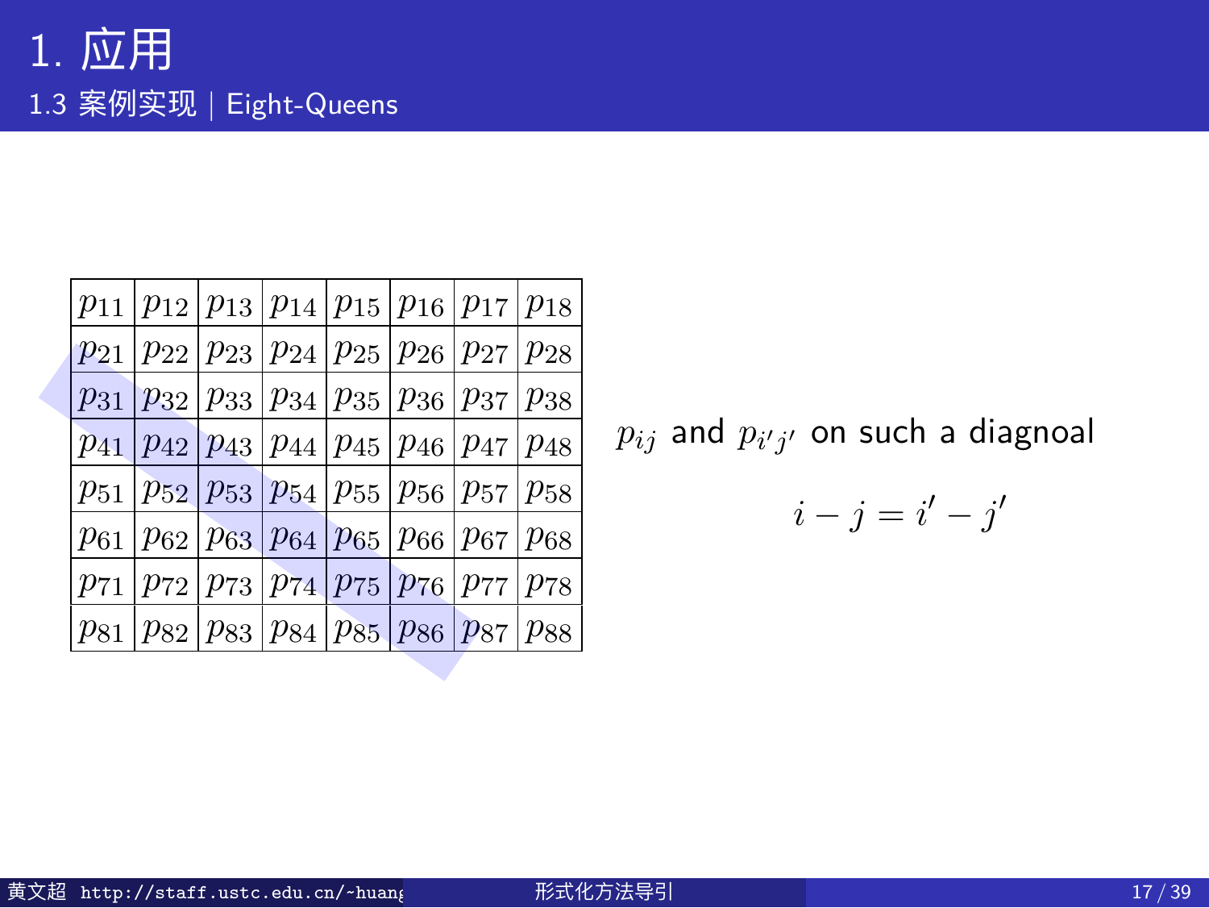# 1. 应用

## 1.3 案例实现 | Eight-Queens

| | | | | | | | |
|---|---|---|---|---|---|---|---|
| $p_{11}$ | $p_{12}$ | $p_{13}$ | $p_{14}$ | $p_{15}$ | $p_{16}$ | $p_{17}$ | $p_{18}$ |
| $p_{21}$ | $p_{22}$ | $p_{23}$ | $p_{24}$ | $p_{25}$ | $p_{26}$ | $p_{27}$ | $p_{28}$ |
| $p_{31}$ | $p_{32}$ | $p_{33}$ | $p_{34}$ | $p_{35}$ | $p_{36}$ | $p_{37}$ | $p_{38}$ |
| $p_{41}$ | $p_{42}$ | $p_{43}$ | $p_{44}$ | $p_{45}$ | $p_{46}$ | $p_{47}$ | $p_{48}$ |
| $p_{51}$ | $p_{52}$ | $p_{53}$ | $p_{54}$ | $p_{55}$ | $p_{56}$ | $p_{57}$ | $p_{58}$ |
| $p_{61}$ | $p_{62}$ | $p_{63}$ | $p_{64}$ | $p_{65}$ | $p_{66}$ | $p_{67}$ | $p_{68}$ |
| $p_{71}$ | $p_{72}$ | $p_{73}$ | $p_{74}$ | $p_{75}$ | $p_{76}$ | $p_{77}$ | $p_{78}$ |
| $p_{81}$ | $p_{82}$ | $p_{83}$ | $p_{84}$ | $p_{85}$ | $p_{86}$ | $p_{87}$ | $p_{88}$ |

$p_{ij}$ and $p_{i'j'}$ on such a diagnoal

$$i - j = i' - j'$$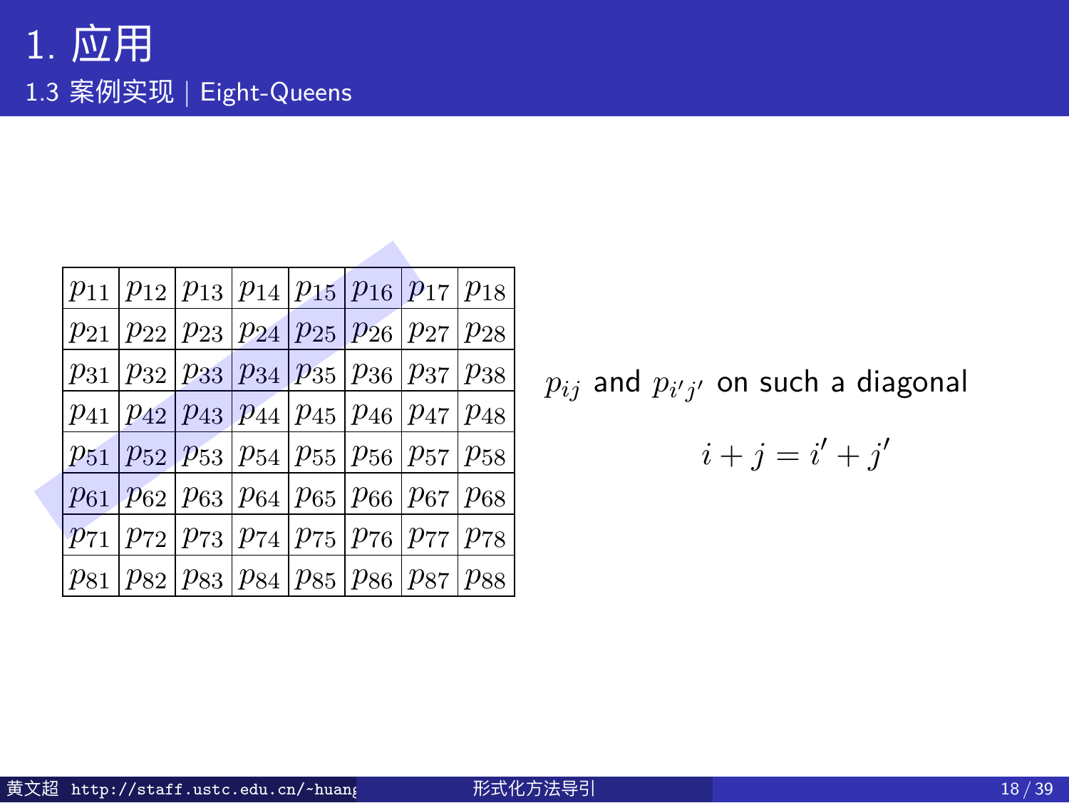# 1. 应用

## 1.3 案例实现 | Eight-Queens

| $p_{11}$ | $p_{12}$ | $p_{13}$ | $p_{14}$ | $p_{15}$ | $p_{16}$ | $p_{17}$ | $p_{18}$ |
|---|---|---|---|---|---|---|---|
| $p_{21}$ | $p_{22}$ | $p_{23}$ | $p_{24}$ | $p_{25}$ | $p_{26}$ | $p_{27}$ | $p_{28}$ |
| $p_{31}$ | $p_{32}$ | $p_{33}$ | $p_{34}$ | $p_{35}$ | $p_{36}$ | $p_{37}$ | $p_{38}$ |
| $p_{41}$ | $p_{42}$ | $p_{43}$ | $p_{44}$ | $p_{45}$ | $p_{46}$ | $p_{47}$ | $p_{48}$ |
| $p_{51}$ | $p_{52}$ | $p_{53}$ | $p_{54}$ | $p_{55}$ | $p_{56}$ | $p_{57}$ | $p_{58}$ |
| $p_{61}$ | $p_{62}$ | $p_{63}$ | $p_{64}$ | $p_{65}$ | $p_{66}$ | $p_{67}$ | $p_{68}$ |
| $p_{71}$ | $p_{72}$ | $p_{73}$ | $p_{74}$ | $p_{75}$ | $p_{76}$ | $p_{77}$ | $p_{78}$ |
| $p_{81}$ | $p_{82}$ | $p_{83}$ | $p_{84}$ | $p_{85}$ | $p_{86}$ | $p_{87}$ | $p_{88}$ |

$p_{ij}$ and $p_{i'j'}$ on such a diagonal

$$i + j = i' + j'$$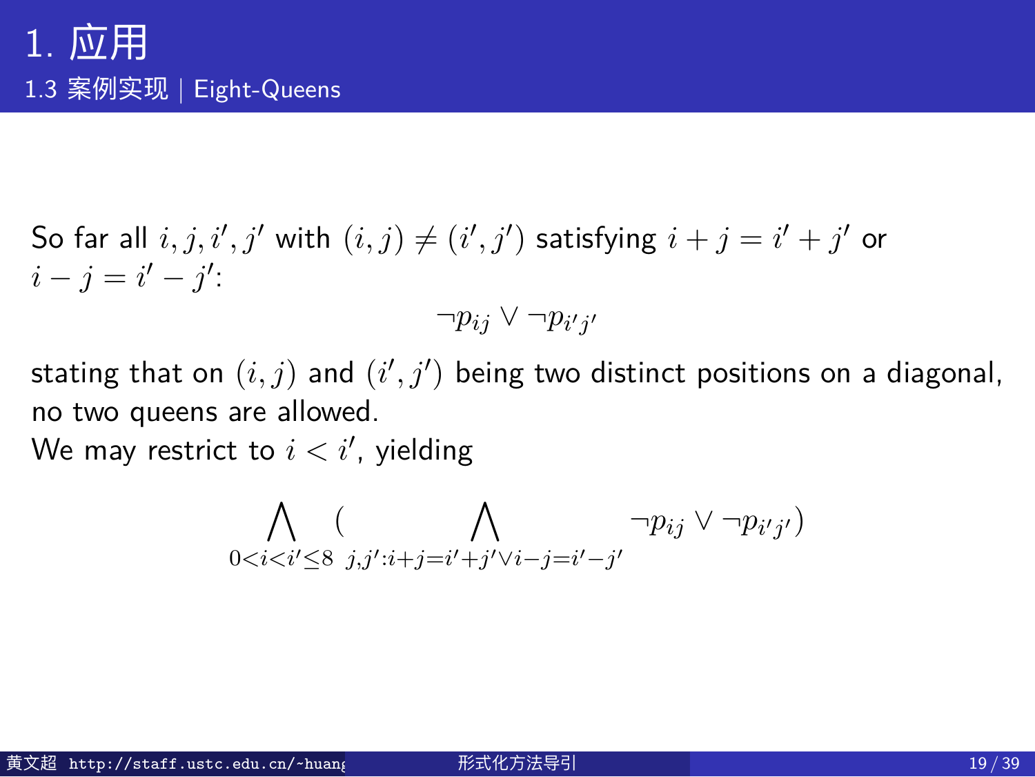# 1. 应用

## 1.3 案例实现 | Eight-Queens

So far all $i, j, i', j'$ with $(i,j) \neq (i',j')$ satisfying $i + j = i' + j'$ or $i - j = i' - j'$:

$$\neg p_{ij} \vee \neg p_{i'j'}$$

stating that on $(i,j)$ and $(i',j')$ being two distinct positions on a diagonal, no two queens are allowed.

We may restrict to $i < i'$, yielding

$$\bigwedge_{0<i<i' \leq 8} \Big( \bigwedge_{j,j' : i+j=i'+j' \vee i-j=i'-j'} \neg p_{ij} \vee \neg p_{i'j'} \Big)$$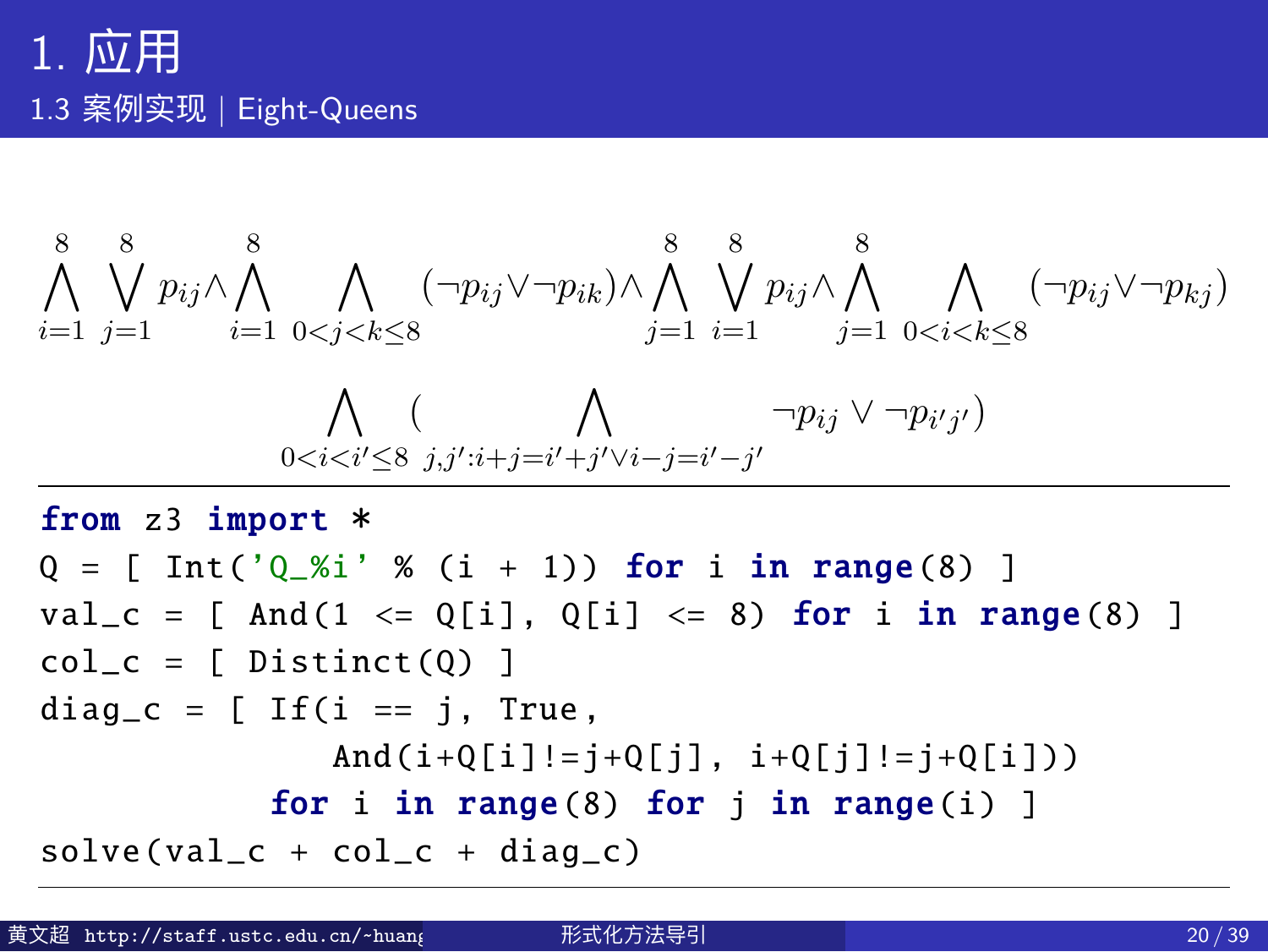# 1. 应用

## 1.3 案例实现 | Eight-Queens

$$\bigwedge_{i=1}^{8} \bigvee_{j=1}^{8} p_{ij} \wedge \bigwedge_{i=1}^{8} \bigwedge_{0<j<k\leq 8} (\neg p_{ij} \vee \neg p_{ik}) \wedge \bigwedge_{j=1}^{8} \bigvee_{i=1}^{8} p_{ij} \wedge \bigwedge_{j=1}^{8} \bigwedge_{0<i<k\leq 8} (\neg p_{ij} \vee \neg p_{kj})$$

$$\bigwedge_{0<i<i'\leq 8} \Big( \bigwedge_{j,j':i+j=i'+j' \vee i-j=i'-j'} \neg p_{ij} \vee \neg p_{i'j'} \Big)$$

```python
from z3 import *
Q = [ Int('Q_%i' % (i + 1)) for i in range(8) ]
val_c = [ And(1 <= Q[i], Q[i] <= 8) for i in range(8) ]
col_c = [ Distinct(Q) ]
diag_c = [ If(i == j, True,
              And(i+Q[i]!=j+Q[j], i+Q[j]!=j+Q[i]))
          for i in range(8) for j in range(i) ]
solve(val_c + col_c + diag_c)
```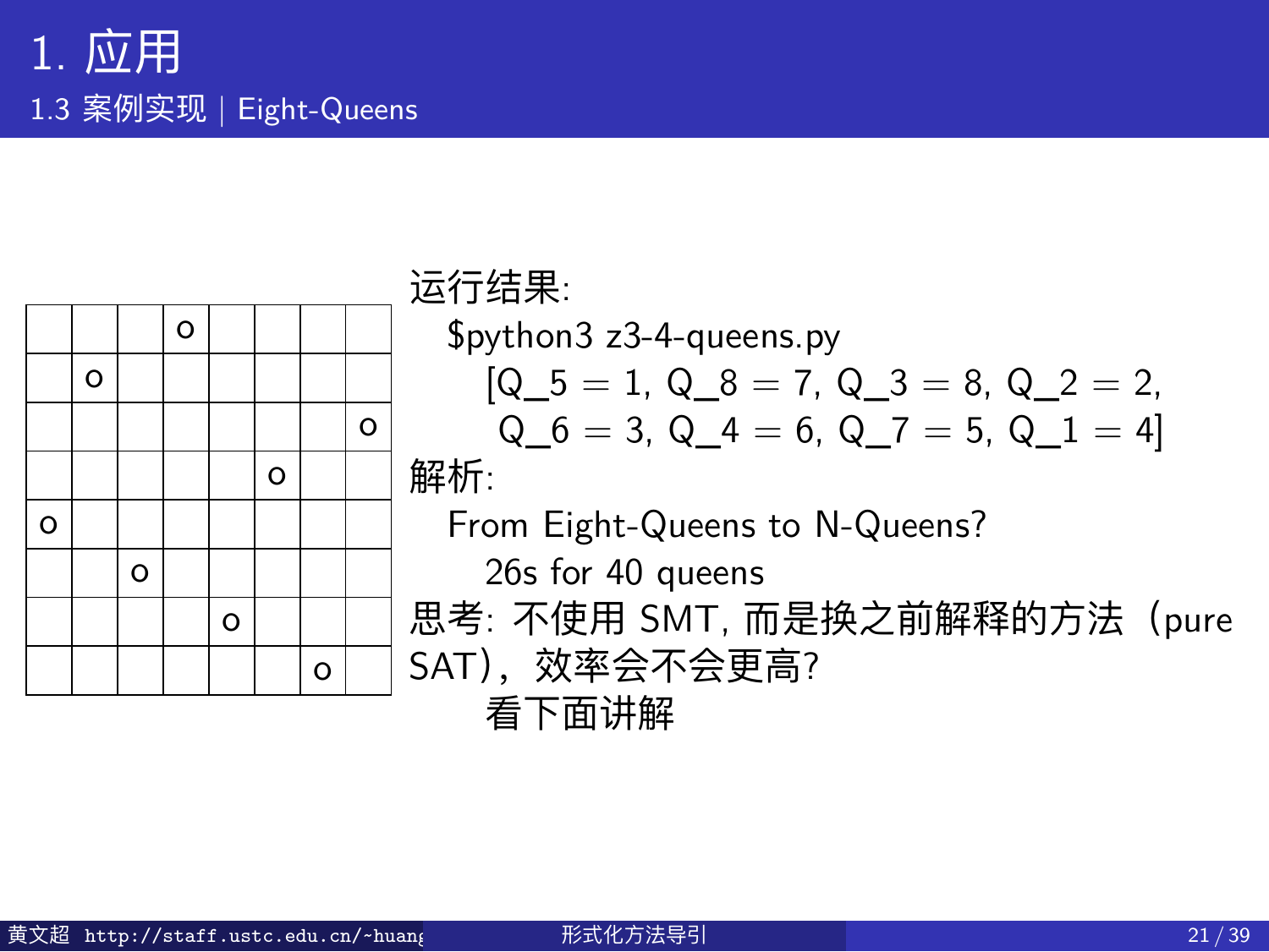# 1. 应用

## 1.3 案例实现 | Eight-Queens

|   |   |   |   |   |   |   |   |
|---|---|---|---|---|---|---|---|
|   |   |   | o |   |   |   |   |
|   | o |   |   |   |   |   |   |
|   |   |   |   |   |   |   | o |
|   |   |   |   |   | o |   |   |
| o |   |   |   |   |   |   |   |
|   |   | o |   |   |   |   |   |
|   |   |   |   | o |   |   |   |
|   |   |   |   |   |   | o |   |

运行结果:

- $python3 z3-4-queens.py
  - [Q_5 = 1, Q_8 = 7, Q_3 = 8, Q_2 = 2, Q_6 = 3, Q_4 = 6, Q_7 = 5, Q_1 = 4]

解析:

- From Eight-Queens to N-Queens?
  - 26s for 40 queens

思考: 不使用 SMT, 而是换之前解释的方法（pure SAT），效率会不会更高?

- 看下面讲解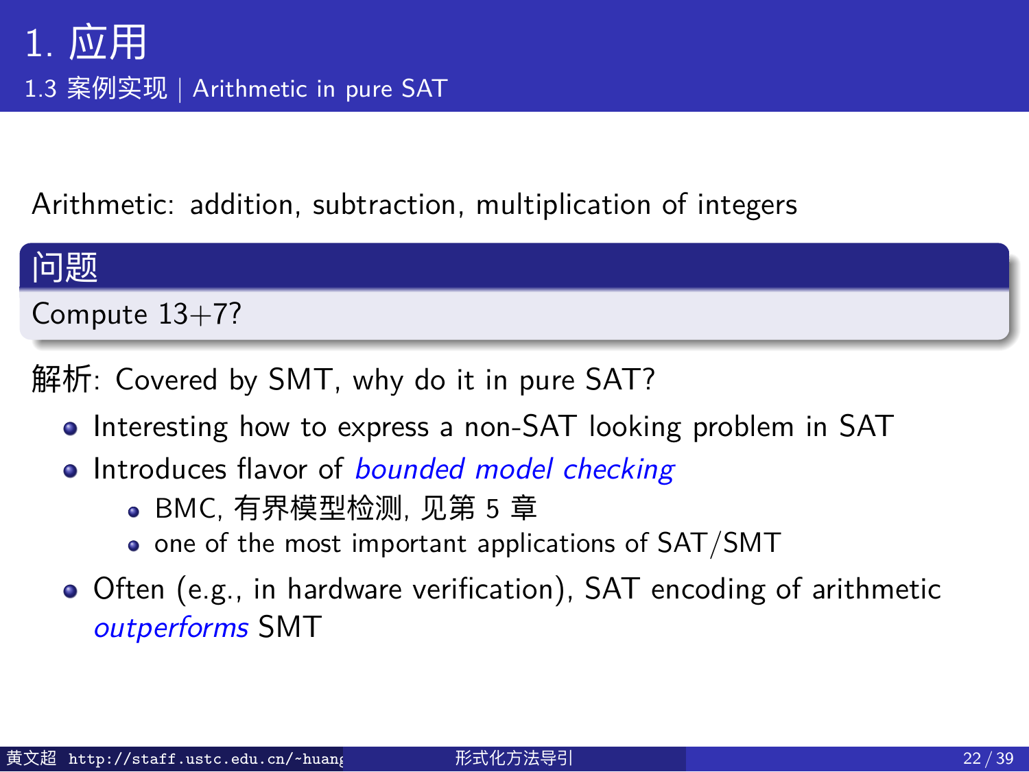# 1. 应用

## 1.3 案例实现 | Arithmetic in pure SAT

Arithmetic: addition, subtraction, multiplication of integers

**问题**

Compute 13+7?

解析: Covered by SMT, why do it in pure SAT?

- Interesting how to express a non-SAT looking problem in SAT
- Introduces flavor of *bounded model checking*
  - BMC, 有界模型检测, 见第 5 章
  - one of the most important applications of SAT/SMT
- Often (e.g., in hardware verification), SAT encoding of arithmetic *outperforms* SMT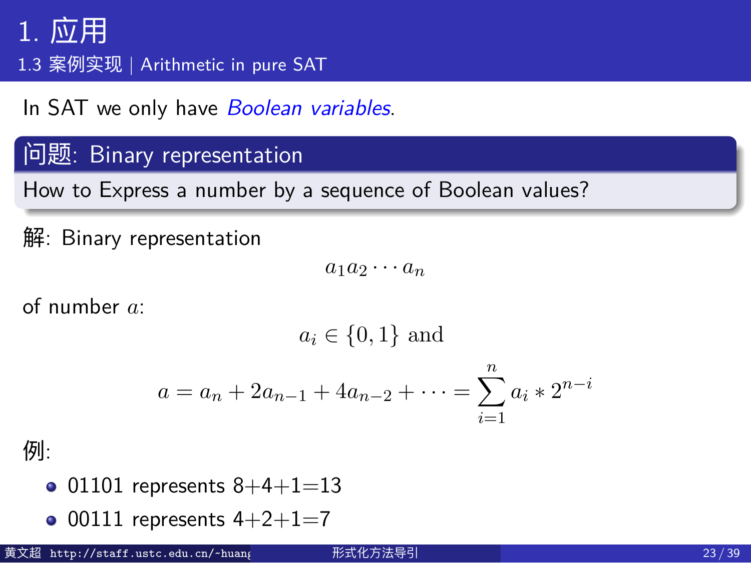# 1. 应用

## 1.3 案例实现 | Arithmetic in pure SAT

In SAT we only have *Boolean variables*.

**问题: Binary representation**

How to Express a number by a sequence of Boolean values?

解: Binary representation

$$a_1 a_2 \cdots a_n$$

of number $a$:

$$a_i \in \{0, 1\} \text{ and}$$

$$a = a_n + 2a_{n-1} + 4a_{n-2} + \cdots = \sum_{i=1}^{n} a_i * 2^{n-i}$$

例:

- 01101 represents 8+4+1=13
- 00111 represents 4+2+1=7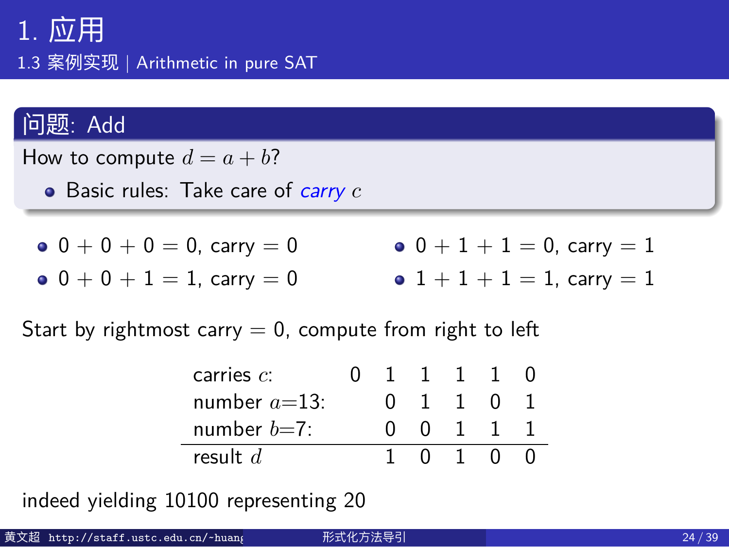# 1. 应用

## 1.3 案例实现 | Arithmetic in pure SAT

### 问题: Add

How to compute $d = a + b$?

- Basic rules: Take care of *carry* $c$

- $0 + 0 + 0 = 0$, carry $= 0$
- $0 + 0 + 1 = 1$, carry $= 0$
- $0 + 1 + 1 = 0$, carry $= 1$
- $1 + 1 + 1 = 1$, carry $= 1$

Start by rightmost carry $= 0$, compute from right to left

| | | | | | | |
|---|---|---|---|---|---|---|
| carries $c$: | 0 | 1 | 1 | 1 | 1 | 0 |
| number $a$=13: | | 0 | 1 | 1 | 0 | 1 |
| number $b$=7: | | 0 | 0 | 1 | 1 | 1 |
| result $d$ | | 1 | 0 | 1 | 0 | 0 |

indeed yielding 10100 representing 20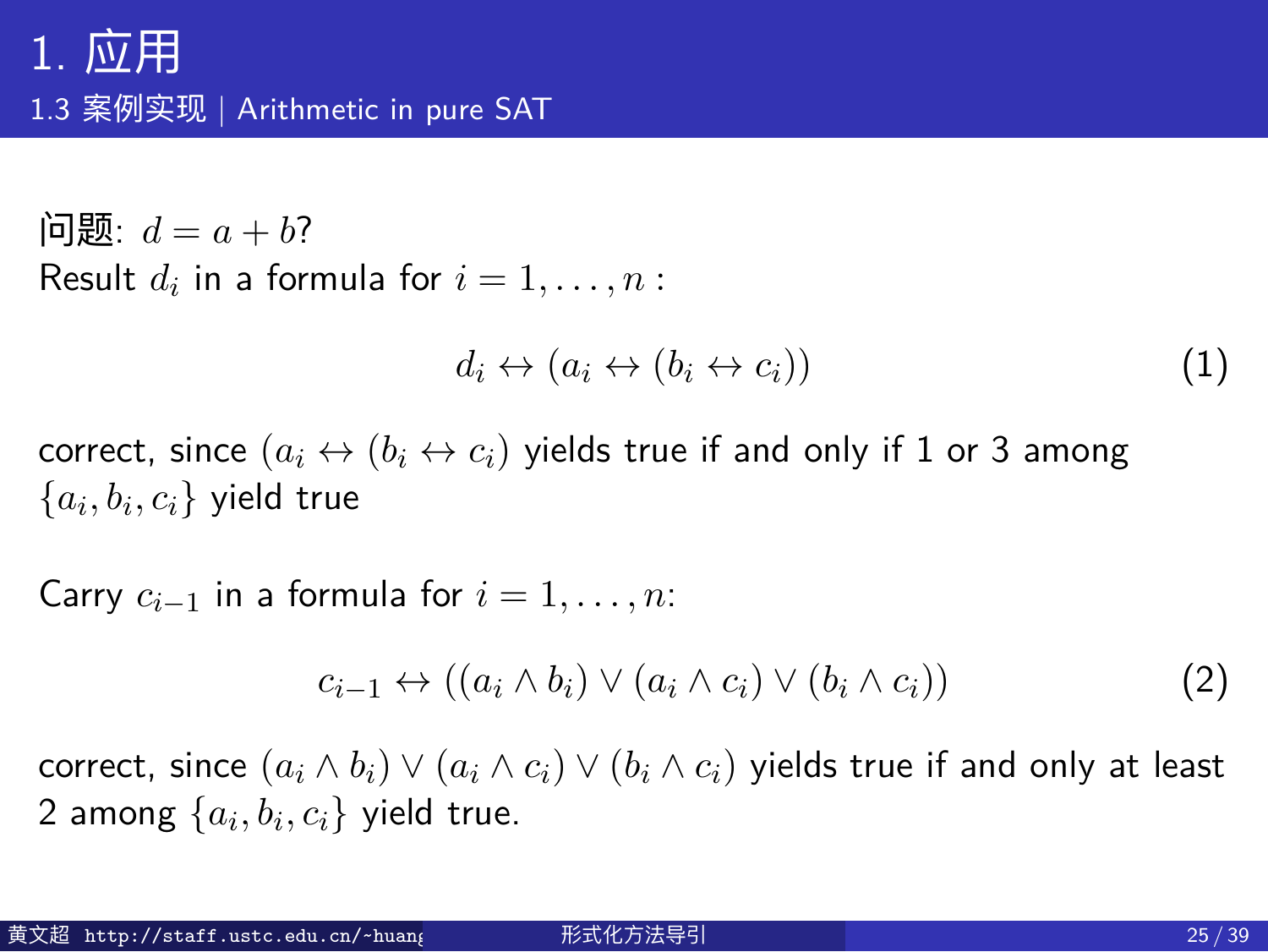# 1. 应用

## 1.3 案例实现 | Arithmetic in pure SAT

问题: $d = a + b$?

Result $d_i$ in a formula for $i = 1, \ldots, n$ :

$$d_i \leftrightarrow (a_i \leftrightarrow (b_i \leftrightarrow c_i)) \tag{1}$$

correct, since $(a_i \leftrightarrow (b_i \leftrightarrow c_i)$ yields true if and only if 1 or 3 among $\{a_i, b_i, c_i\}$ yield true

Carry $c_{i-1}$ in a formula for $i = 1, \ldots, n$:

$$c_{i-1} \leftrightarrow ((a_i \wedge b_i) \vee (a_i \wedge c_i) \vee (b_i \wedge c_i)) \tag{2}$$

correct, since $(a_i \wedge b_i) \vee (a_i \wedge c_i) \vee (b_i \wedge c_i)$ yields true if and only at least 2 among $\{a_i, b_i, c_i\}$ yield true.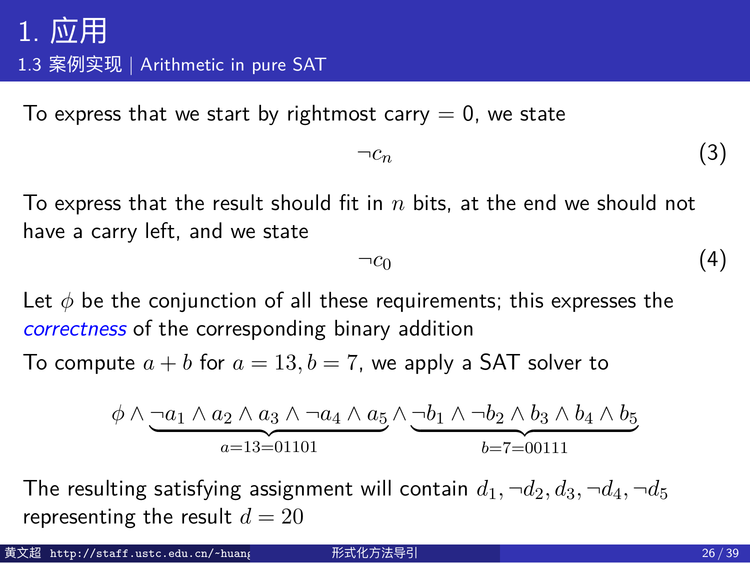# 1. 应用

## 1.3 案例实现 | Arithmetic in pure SAT

To express that we start by rightmost carry = 0, we state

$$\neg c_n \tag{3}$$

To express that the result should fit in $n$ bits, at the end we should not have a carry left, and we state

$$\neg c_0 \tag{4}$$

Let $\phi$ be the conjunction of all these requirements; this expresses the *correctness* of the corresponding binary addition

To compute $a + b$ for $a = 13, b = 7$, we apply a SAT solver to

$$\phi \wedge \underbrace{\neg a_1 \wedge a_2 \wedge a_3 \wedge \neg a_4 \wedge a_5}_{a=13=01101} \wedge \underbrace{\neg b_1 \wedge \neg b_2 \wedge b_3 \wedge b_4 \wedge b_5}_{b=7=00111}$$

The resulting satisfying assignment will contain $d_1, \neg d_2, d_3, \neg d_4, \neg d_5$ representing the result $d = 20$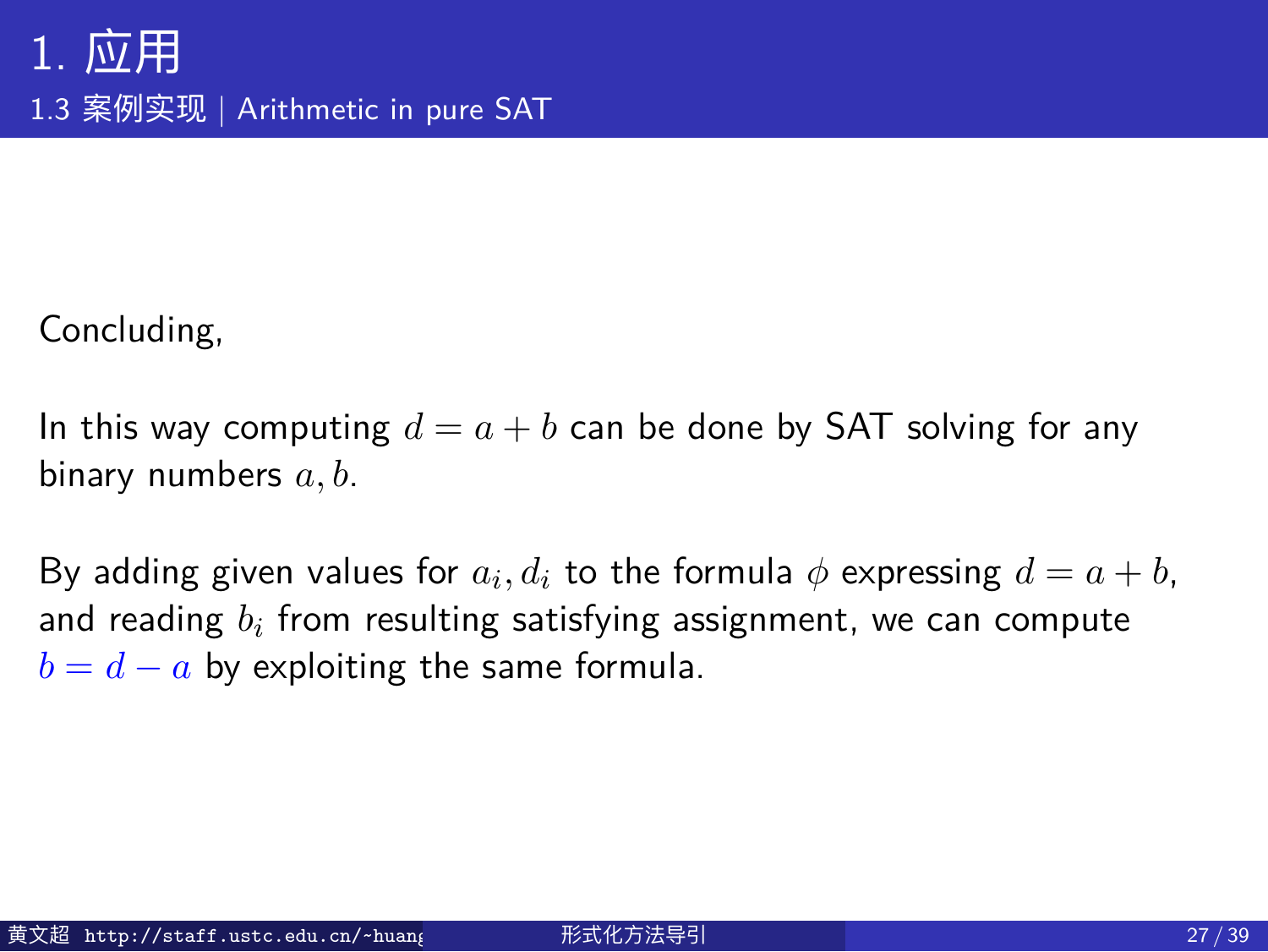# 1. 应用

## 1.3 案例实现 | Arithmetic in pure SAT

Concluding,

In this way computing $d = a + b$ can be done by SAT solving for any binary numbers $a, b$.

By adding given values for $a_i, d_i$ to the formula $\phi$ expressing $d = a + b$, and reading $b_i$ from resulting satisfying assignment, we can compute $b = d - a$ by exploiting the same formula.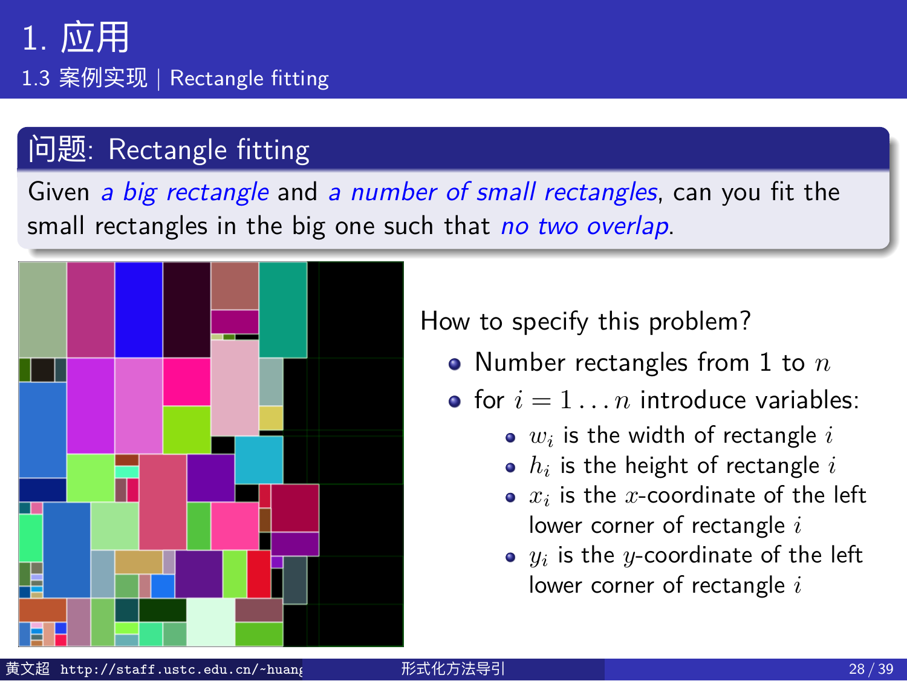# 1. 应用

## 1.3 案例实现 | Rectangle fitting

### 问题: Rectangle fitting

Given *a big rectangle* and *a number of small rectangles*, can you fit the small rectangles in the big one such that *no two overlap*.

How to specify this problem?

- Number rectangles from 1 to $n$
- for $i = 1 \ldots n$ introduce variables:
  - $w_i$ is the width of rectangle $i$
  - $h_i$ is the height of rectangle $i$
  - $x_i$ is the $x$-coordinate of the left lower corner of rectangle $i$
  - $y_i$ is the $y$-coordinate of the left lower corner of rectangle $i$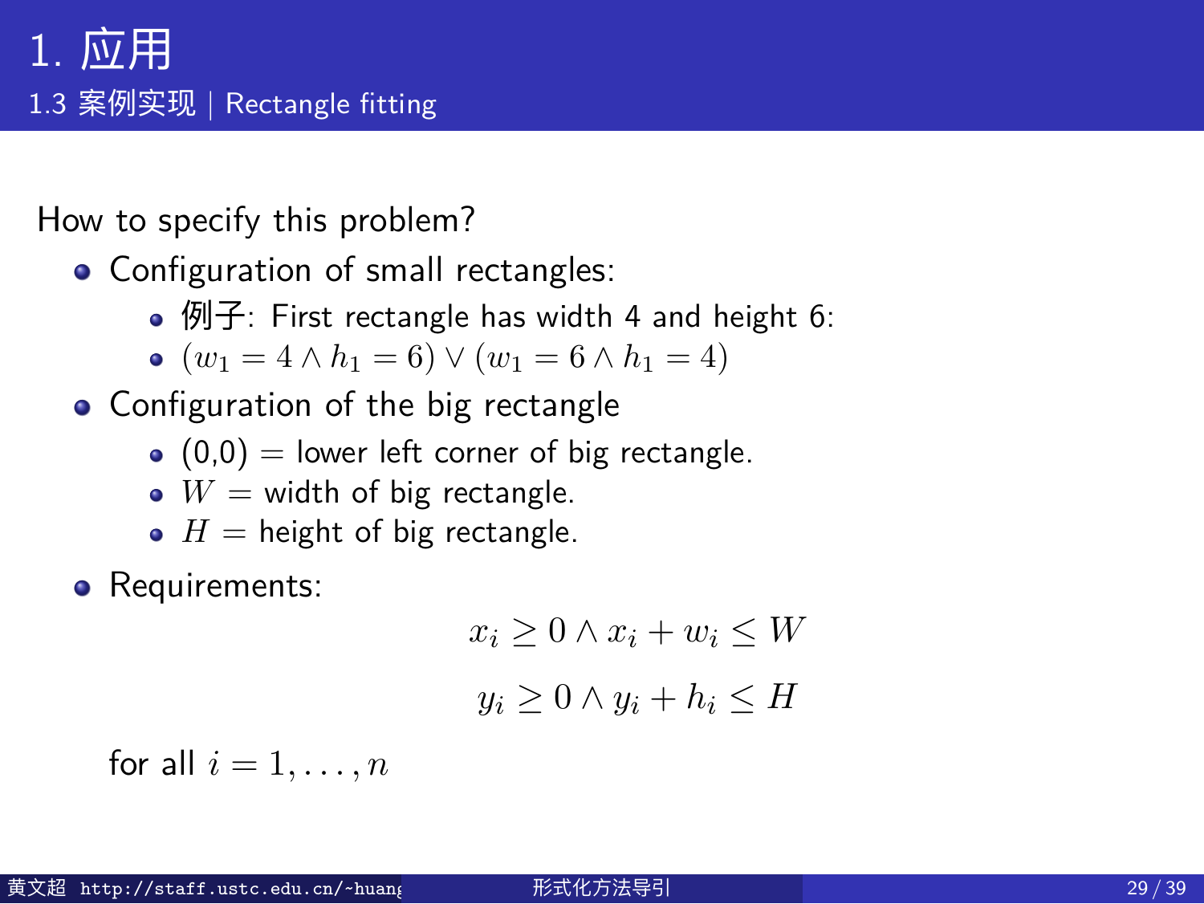# 1. 应用

## 1.3 案例实现 | Rectangle fitting

How to specify this problem?

- Configuration of small rectangles:
  - 例子: First rectangle has width 4 and height 6:
  - $(w_1 = 4 \wedge h_1 = 6) \vee (w_1 = 6 \wedge h_1 = 4)$
- Configuration of the big rectangle
  - (0,0) = lower left corner of big rectangle.
  - $W$ = width of big rectangle.
  - $H$ = height of big rectangle.
- Requirements:

$$x_i \geq 0 \wedge x_i + w_i \leq W$$

$$y_i \geq 0 \wedge y_i + h_i \leq H$$

for all $i = 1, \ldots, n$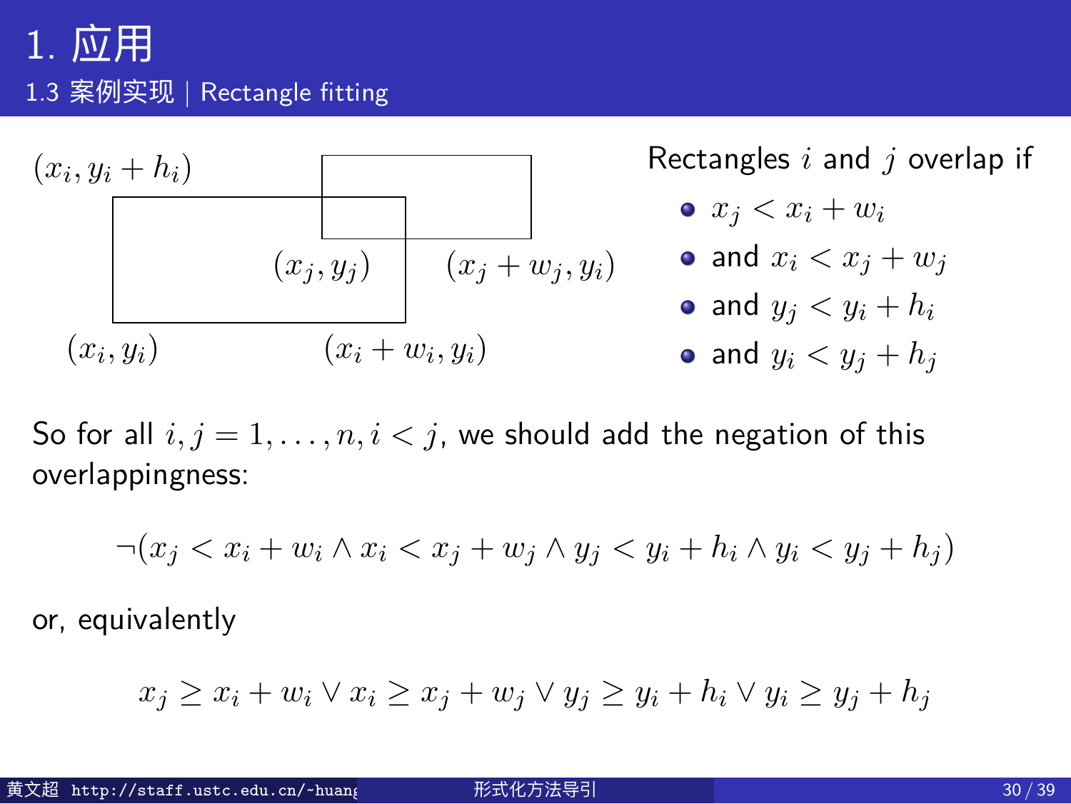# 1. 应用

## 1.3 案例实现 | Rectangle fitting

$(x_i, y_i + h_i)$ $(x_j, y_j)$ $(x_j + w_j, y_i)$ $(x_i, y_i)$ $(x_i + w_i, y_i)$

Rectangles $i$ and $j$ overlap if

- $x_j < x_i + w_i$
- and $x_i < x_j + w_j$
- and $y_j < y_i + h_i$
- and $y_i < y_j + h_j$

So for all $i, j = 1, \ldots, n, i < j$, we should add the negation of this overlappingness:

$$\neg(x_j < x_i + w_i \wedge x_i < x_j + w_j \wedge y_j < y_i + h_i \wedge y_i < y_j + h_j)$$

or, equivalently

$$x_j \geq x_i + w_i \vee x_i \geq x_j + w_j \vee y_j \geq y_i + h_i \vee y_i \geq y_j + h_j$$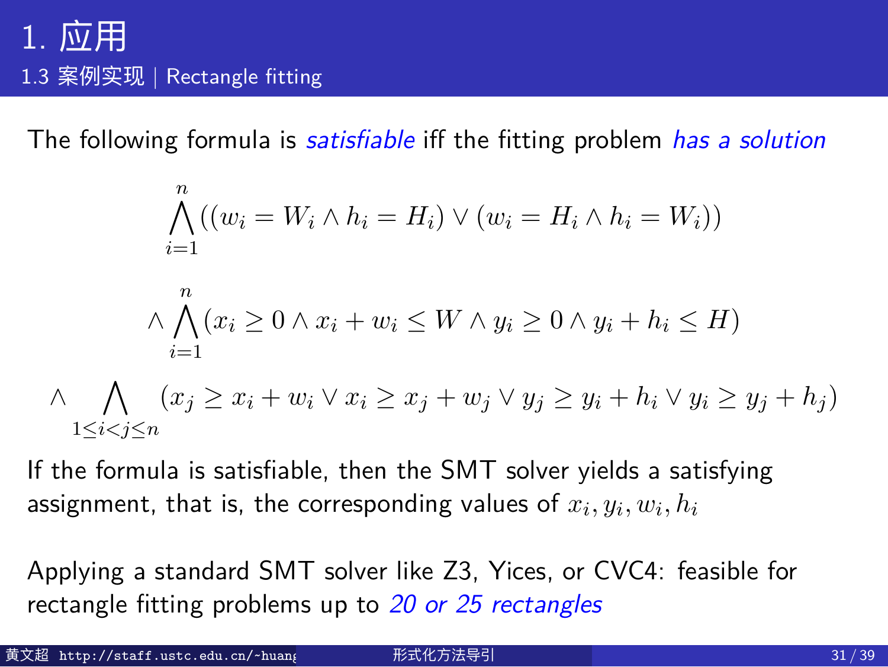# 1. 应用

## 1.3 案例实现 | Rectangle fitting

The following formula is *satisfiable* iff the fitting problem *has a solution*

$$
\bigwedge_{i=1}^{n}((w_i = W_i \wedge h_i = H_i) \vee (w_i = H_i \wedge h_i = W_i))
$$

$$
\wedge \bigwedge_{i=1}^{n}(x_i \geq 0 \wedge x_i + w_i \leq W \wedge y_i \geq 0 \wedge y_i + h_i \leq H)
$$

$$
\wedge \bigwedge_{1 \leq i < j \leq n}(x_j \geq x_i + w_i \vee x_i \geq x_j + w_j \vee y_j \geq y_i + h_i \vee y_i \geq y_j + h_j)
$$

If the formula is satisfiable, then the SMT solver yields a satisfying assignment, that is, the corresponding values of $x_i, y_i, w_i, h_i$

Applying a standard SMT solver like Z3, Yices, or CVC4: feasible for rectangle fitting problems up to *20 or 25 rectangles*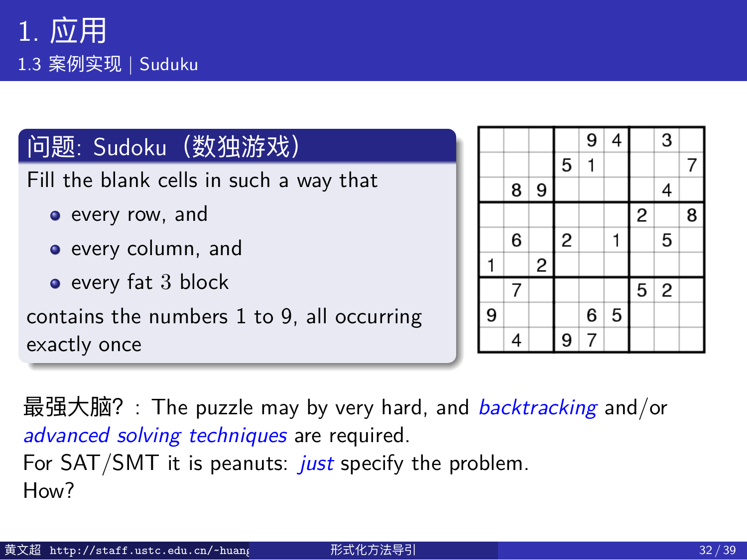# 1. 应用

## 1.3 案例实现 | Suduku

### 问题: Sudoku（数独游戏）

Fill the blank cells in such a way that

- every row, and
- every column, and
- every fat 3 block

contains the numbers 1 to 9, all occurring exactly once

| | | | | 9 | 4 | | 3 | |
|---|---|---|---|---|---|---|---|---|
| | | | 5 | 1 | | | | 7 |
| | 8 | 9 | | | | | 4 | |
| | | | | | | 2 | | 8 |
| | 6 | | 2 | | 1 | | 5 | |
| 1 | | 2 | | | | | | |
| | 7 | | | | | 5 | 2 | |
| 9 | | | | 6 | 5 | | | |
| | 4 | | 9 | 7 | | | | |

最强大脑? : The puzzle may by very hard, and *backtracking* and/or *advanced solving techniques* are required.
For SAT/SMT it is peanuts: *just* specify the problem.
How?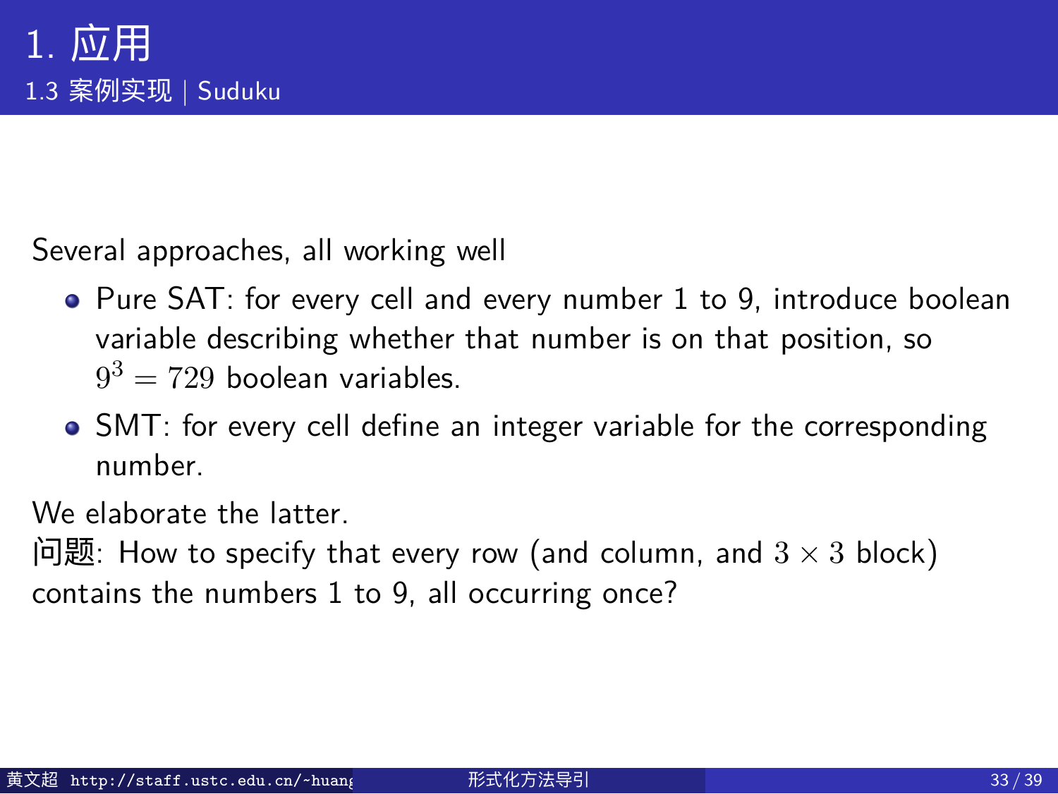# 1. 应用

## 1.3 案例实现 | Suduku

Several approaches, all working well

- Pure SAT: for every cell and every number 1 to 9, introduce boolean variable describing whether that number is on that position, so $9^3 = 729$ boolean variables.
- SMT: for every cell define an integer variable for the corresponding number.

We elaborate the latter.

问题: How to specify that every row (and column, and $3 \times 3$ block) contains the numbers 1 to 9, all occurring once?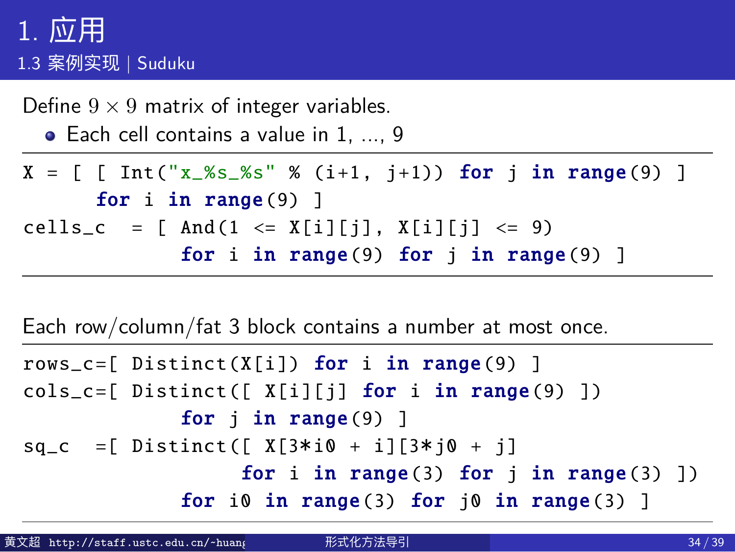# 1. 应用

## 1.3 案例实现 | Suduku

Define $9 \times 9$ matrix of integer variables.

- Each cell contains a value in 1, ..., 9

```
X = [ [ Int("x_%s_%s" % (i+1, j+1)) for j in range(9) ]
      for i in range(9) ]
cells_c  = [ And(1 <= X[i][j], X[i][j] <= 9)
             for i in range(9) for j in range(9) ]
```

Each row/column/fat 3 block contains a number at most once.

```
rows_c=[ Distinct(X[i]) for i in range(9) ]
cols_c=[ Distinct([ X[i][j] for i in range(9) ])
             for j in range(9) ]
sq_c  =[ Distinct([ X[3*i0 + i][3*j0 + j]
                  for i in range(3) for j in range(3) ])
             for i0 in range(3) for j0 in range(3) ]
```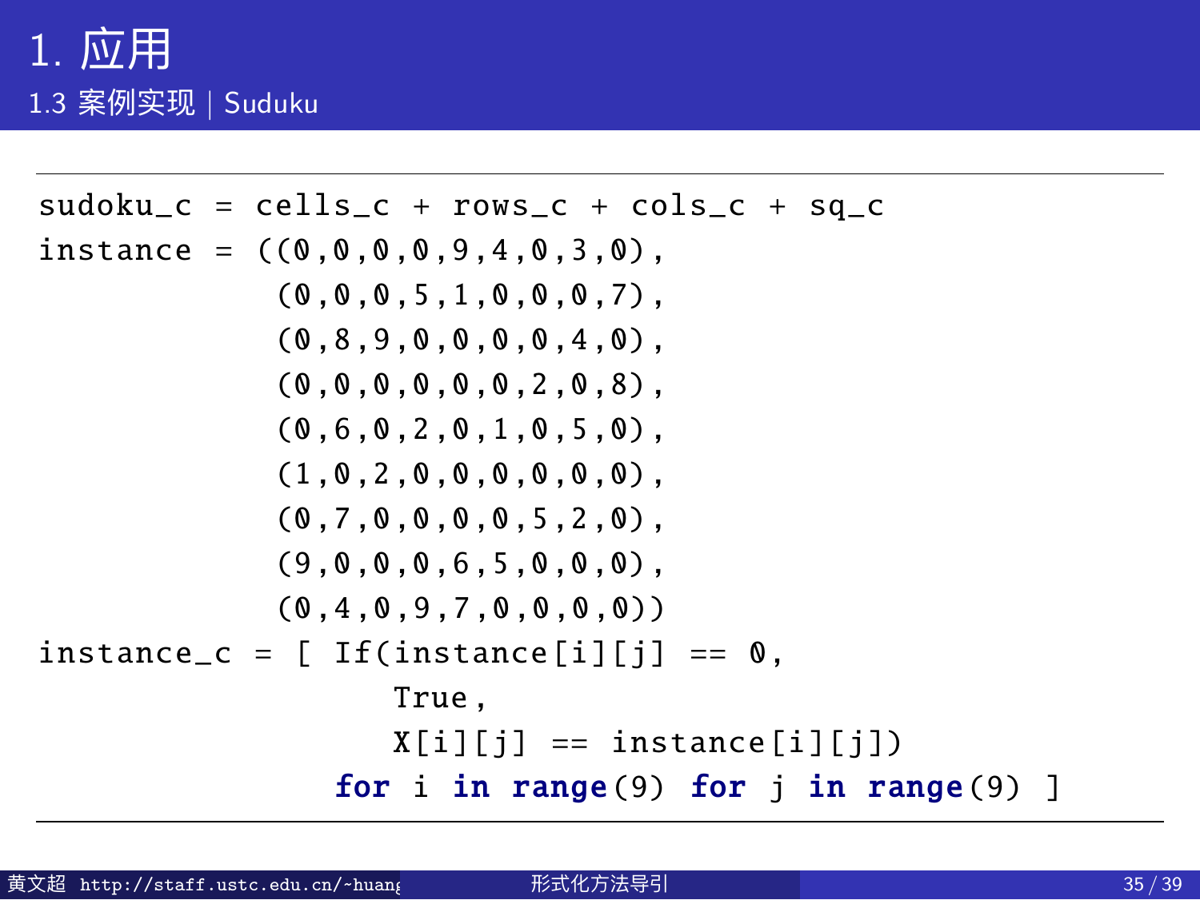# 1. 应用

## 1.3 案例实现 | Suduku

```python
sudoku_c = cells_c + rows_c + cols_c + sq_c
instance = ((0,0,0,0,9,4,0,3,0),
            (0,0,0,5,1,0,0,0,7),
            (0,8,9,0,0,0,0,4,0),
            (0,0,0,0,0,0,2,0,8),
            (0,6,0,2,0,1,0,5,0),
            (1,0,2,0,0,0,0,0,0),
            (0,7,0,0,0,0,5,2,0),
            (9,0,0,0,6,5,0,0,0),
            (0,4,0,9,7,0,0,0,0))
instance_c = [ If(instance[i][j] == 0,
                  True,
                  X[i][j] == instance[i][j])
               for i in range(9) for j in range(9) ]
```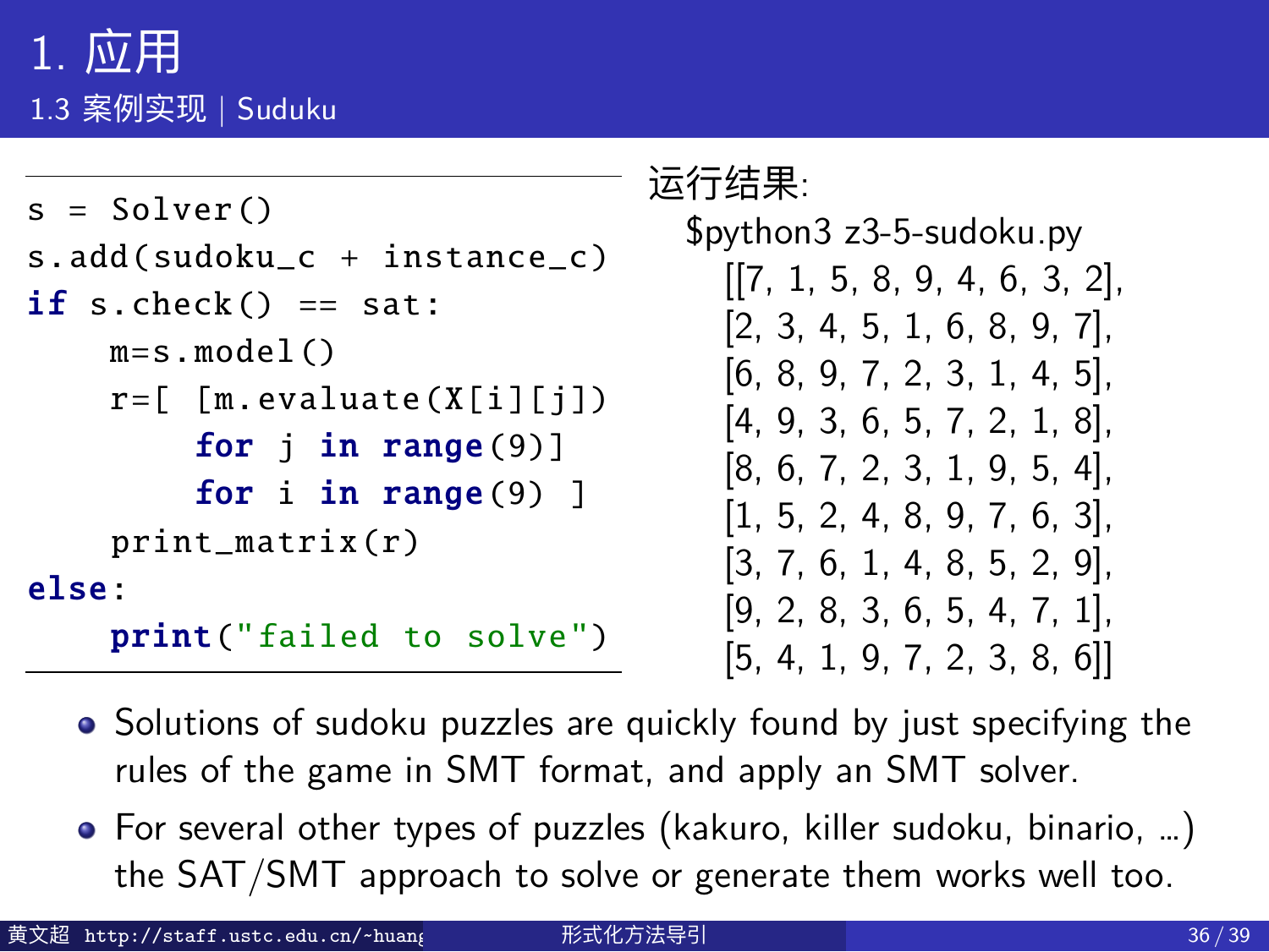# 1. 应用

## 1.3 案例实现 | Suduku

```python
s = Solver()
s.add(sudoku_c + instance_c)
if s.check() == sat:
    m=s.model()
    r=[ [m.evaluate(X[i][j])
        for j in range(9)]
        for i in range(9) ]
    print_matrix(r)
else:
    print("failed to solve")
```

运行结果:

```
$python3 z3-5-sudoku.py
    [[7, 1, 5, 8, 9, 4, 6, 3, 2],
    [2, 3, 4, 5, 1, 6, 8, 9, 7],
    [6, 8, 9, 7, 2, 3, 1, 4, 5],
    [4, 9, 3, 6, 5, 7, 2, 1, 8],
    [8, 6, 7, 2, 3, 1, 9, 5, 4],
    [1, 5, 2, 4, 8, 9, 7, 6, 3],
    [3, 7, 6, 1, 4, 8, 5, 2, 9],
    [9, 2, 8, 3, 6, 5, 4, 7, 1],
    [5, 4, 1, 9, 7, 2, 3, 8, 6]]
```

- Solutions of sudoku puzzles are quickly found by just specifying the rules of the game in SMT format, and apply an SMT solver.
- For several other types of puzzles (kakuro, killer sudoku, binario, ...) the SAT/SMT approach to solve or generate them works well too.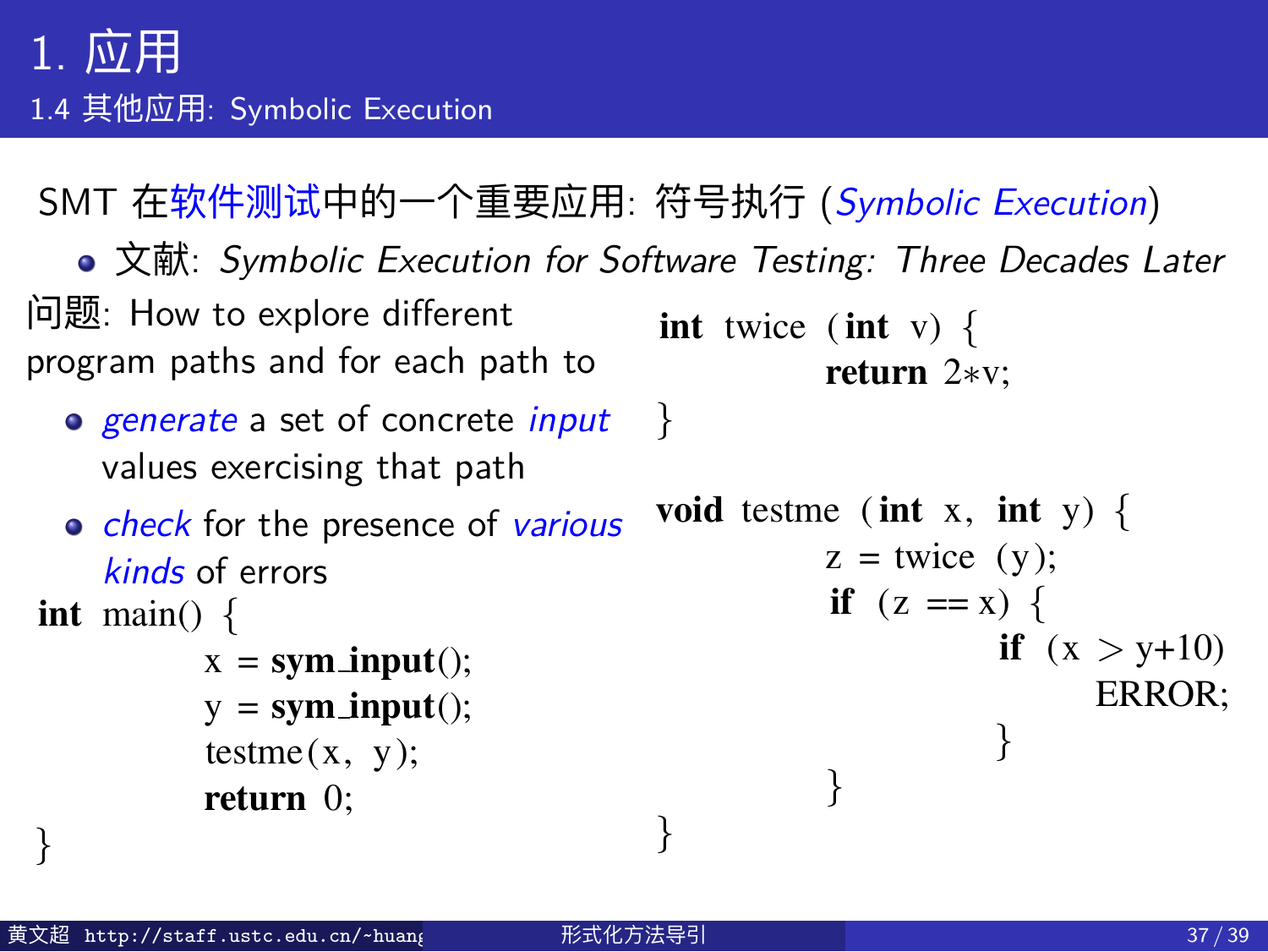# 1. 应用

## 1.4 其他应用: Symbolic Execution

SMT 在软件测试中的一个重要应用: 符号执行 (*Symbolic Execution*)

- 文献: *Symbolic Execution for Software Testing: Three Decades Later*

问题: How to explore different program paths and for each path to

- *generate* a set of concrete *input* values exercising that path
- *check* for the presence of *various kinds* of errors

```
int main() {
        x = sym_input();
        y = sym_input();
        testme(x, y);
        return 0;
}
```

```
int twice (int v) {
        return 2*v;
}

void testme (int x, int y) {
        z = twice (y);
        if (z == x) {
                if (x > y+10)
                        ERROR;
                }
        }
}
```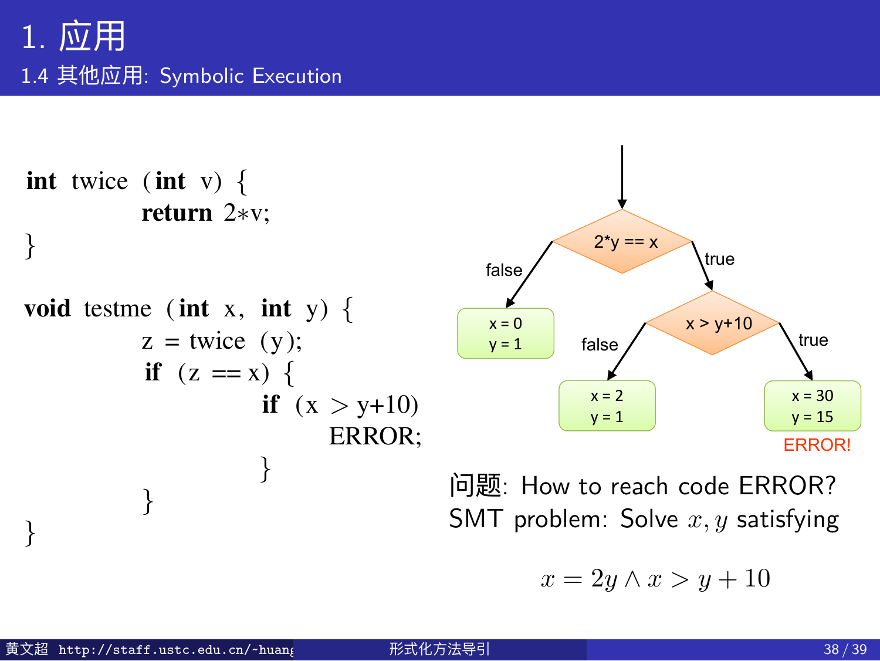# 1. 应用

## 1.4 其他应用: Symbolic Execution

```
int twice (int v) {
        return 2*v;
}

void testme (int x, int y) {
        z = twice (y);
        if (z == x) {
                if (x > y+10)
                        ERROR;
                }
        }
}
```

2*y == x
- false → x = 0, y = 1
- true → x > y+10
  - false → x = 2, y = 1
  - true → x = 30, y = 15 ERROR!

问题: How to reach code ERROR?
SMT problem: Solve $x, y$ satisfying

$$x = 2y \wedge x > y + 10$$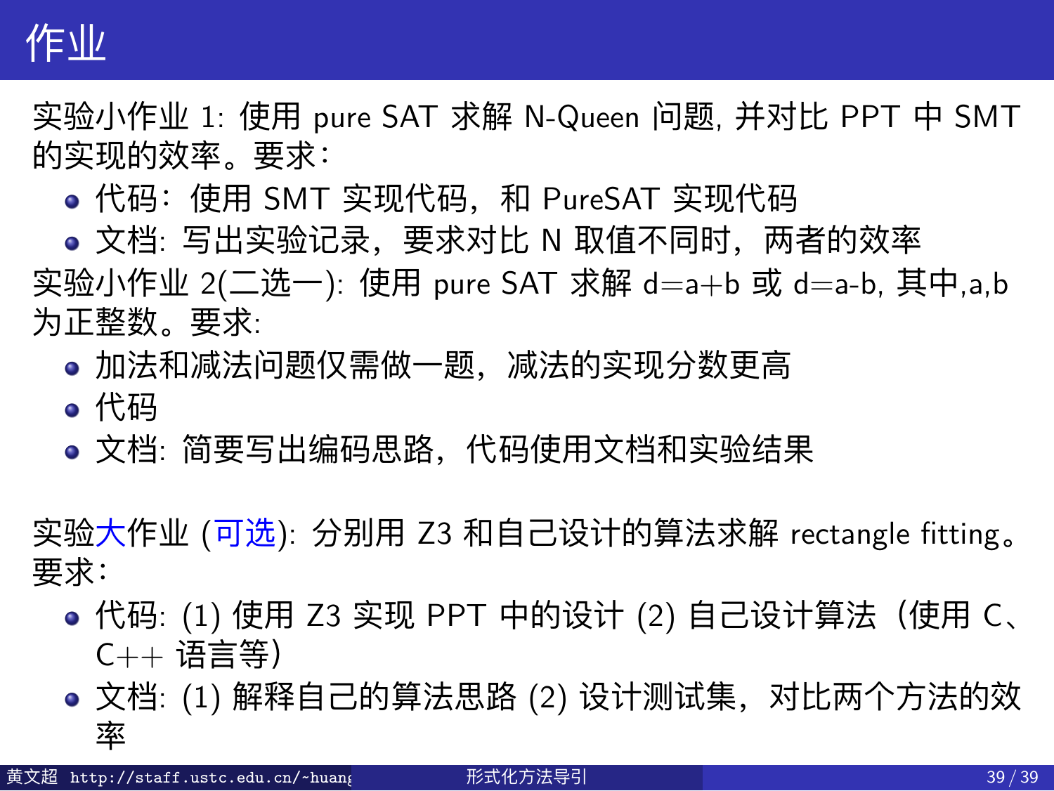# 作业

实验小作业 1: 使用 pure SAT 求解 N-Queen 问题, 并对比 PPT 中 SMT 的实现的效率。要求:

- 代码: 使用 SMT 实现代码, 和 PureSAT 实现代码
- 文档: 写出实验记录, 要求对比 N 取值不同时, 两者的效率

实验小作业 2(二选一): 使用 pure SAT 求解 d=a+b 或 d=a-b, 其中,a,b 为正整数。要求:

- 加法和减法问题仅需做一题, 减法的实现分数更高
- 代码
- 文档: 简要写出编码思路, 代码使用文档和实验结果

实验大作业 (可选): 分别用 Z3 和自己设计的算法求解 rectangle fitting。要求:

- 代码: (1) 使用 Z3 实现 PPT 中的设计 (2) 自己设计算法 (使用 C、C++ 语言等)
- 文档: (1) 解释自己的算法思路 (2) 设计测试集, 对比两个方法的效率